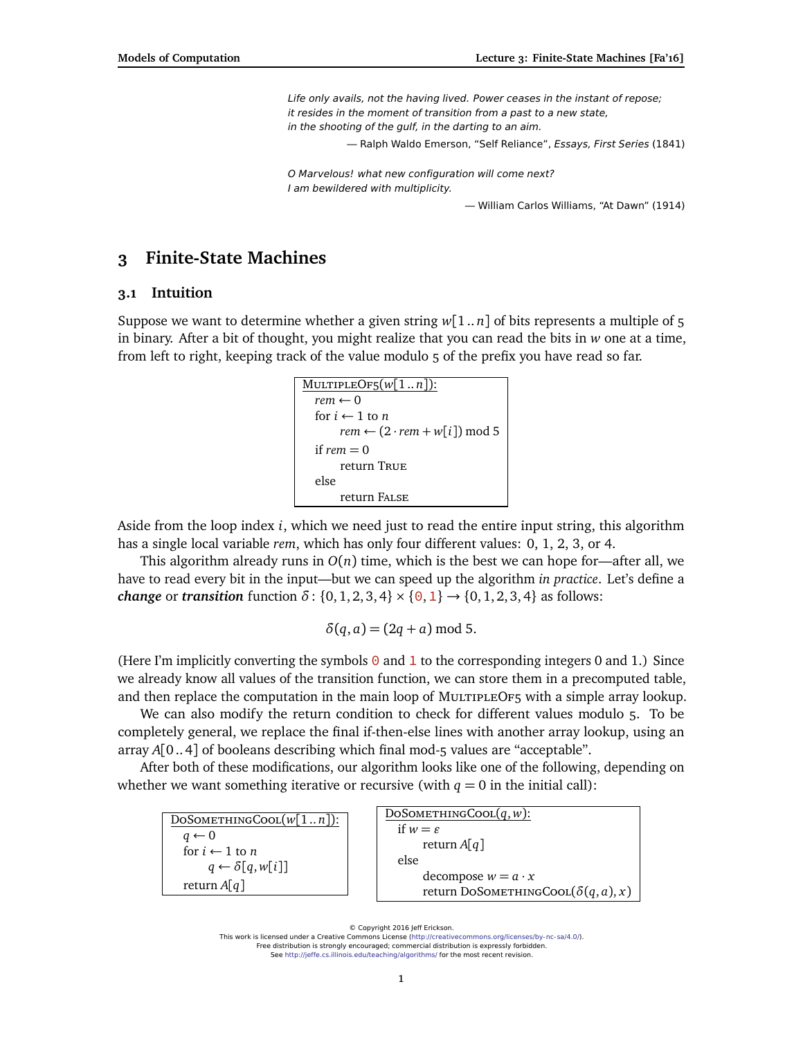> *Life only avails, not the having lived. Power ceases in the instant of repose;*
> *it resides in the moment of transition from a past to a new state,*
> *in the shooting of the gulf, in the darting to an aim.*
>
> — Ralph Waldo Emerson, "Self Reliance", *Essays, First Series* (1841)

> *O Marvelous! what new configuration will come next?*
> *I am bewildered with multiplicity.*
>
> — William Carlos Williams, "At Dawn" (1914)

# 3 Finite-State Machines

## 3.1 Intuition

Suppose we want to determine whether a given string $w[1..n]$ of bits represents a multiple of 5 in binary. After a bit of thought, you might realize that you can read the bits in $w$ one at a time, from left to right, keeping track of the value modulo 5 of the prefix you have read so far.

```
MultipleOf5(w[1..n]):
  rem ← 0
  for i ← 1 to n
      rem ← (2 · rem + w[i]) mod 5
  if rem = 0
      return True
  else
      return False
```

Aside from the loop index $i$, which we need just to read the entire input string, this algorithm has a single local variable *rem*, which has only four different values: 0, 1, 2, 3, or 4.

This algorithm already runs in $O(n)$ time, which is the best we can hope for—after all, we have to read every bit in the input—but we can speed up the algorithm *in practice*. Let's define a ***change*** or ***transition*** function $\delta : \{0,1,2,3,4\} \times \{0,1\} \to \{0,1,2,3,4\}$ as follows:

$$\delta(q,a) = (2q + a) \bmod 5.$$

(Here I'm implicitly converting the symbols 0 and 1 to the corresponding integers 0 and 1.) Since we already know all values of the transition function, we can store them in a precomputed table, and then replace the computation in the main loop of MultipleOf5 with a simple array lookup.

We can also modify the return condition to check for different values modulo 5. To be completely general, we replace the final if-then-else lines with another array lookup, using an array $A[0..4]$ of booleans describing which final mod-5 values are "acceptable".

After both of these modifications, our algorithm looks like one of the following, depending on whether we want something iterative or recursive (with $q = 0$ in the initial call):

```
DoSomethingCool(w[1..n]):
  q ← 0
  for i ← 1 to n
      q ← δ[q, w[i]]
  return A[q]
```

```
DoSomethingCool(q, w):
  if w = ε
      return A[q]
  else
      decompose w = a · x
      return DoSomethingCool(δ(q, a), x)
```

© Copyright 2016 Jeff Erickson.
This work is licensed under a Creative Commons License (http://creativecommons.org/licenses/by-nc-sa/4.0/).
Free distribution is strongly encouraged; commercial distribution is expressly forbidden.
See http://jeffe.cs.illinois.edu/teaching/algorithms/ for the most recent revision.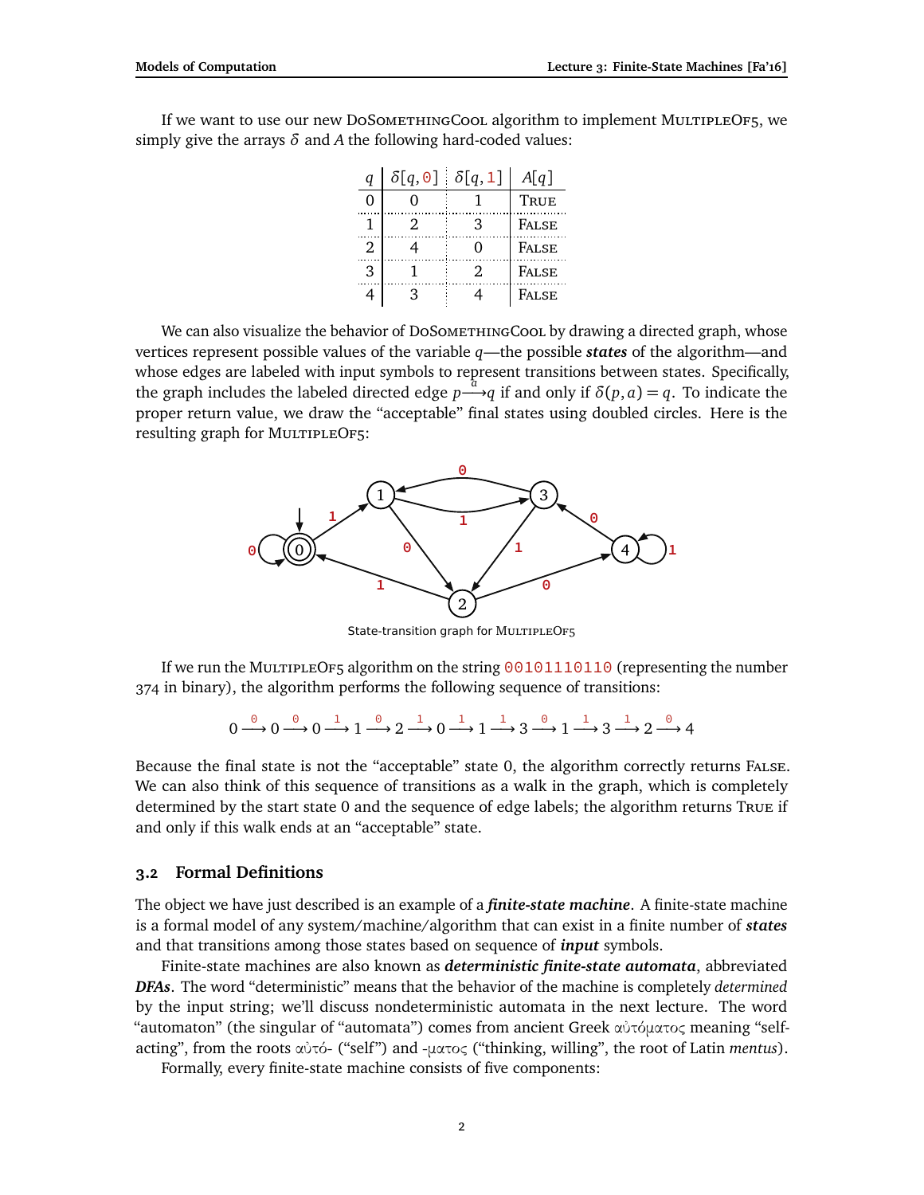If we want to use our new DoSomethingCool algorithm to implement MultipleOf5, we simply give the arrays $\delta$ and $A$ the following hard-coded values:

| $q$ | $\delta[q, 0]$ | $\delta[q, 1]$ | $A[q]$ |
|---|---|---|---|
| 0 | 0 | 1 | True |
| 1 | 2 | 3 | False |
| 2 | 4 | 0 | False |
| 3 | 1 | 2 | False |
| 4 | 3 | 4 | False |

We can also visualize the behavior of DoSomethingCool by drawing a directed graph, whose vertices represent possible values of the variable $q$—the possible ***states*** of the algorithm—and whose edges are labeled with input symbols to represent transitions between states. Specifically, the graph includes the labeled directed edge $p \xrightarrow{a} q$ if and only if $\delta(p, a) = q$. To indicate the proper return value, we draw the "acceptable" final states using doubled circles. Here is the resulting graph for MultipleOf5:

State-transition graph for MultipleOf5

If we run the MultipleOf5 algorithm on the string 00101110110 (representing the number 374 in binary), the algorithm performs the following sequence of transitions:

$$0 \xrightarrow{0} 0 \xrightarrow{0} 0 \xrightarrow{1} 1 \xrightarrow{0} 2 \xrightarrow{1} 0 \xrightarrow{1} 1 \xrightarrow{1} 3 \xrightarrow{0} 1 \xrightarrow{1} 3 \xrightarrow{1} 2 \xrightarrow{0} 4$$

Because the final state is not the "acceptable" state 0, the algorithm correctly returns False. We can also think of this sequence of transitions as a walk in the graph, which is completely determined by the start state 0 and the sequence of edge labels; the algorithm returns True if and only if this walk ends at an "acceptable" state.

## 3.2 Formal Definitions

The object we have just described is an example of a ***finite-state machine***. A finite-state machine is a formal model of any system/machine/algorithm that can exist in a finite number of ***states*** and that transitions among those states based on sequence of ***input*** symbols.

Finite-state machines are also known as ***deterministic finite-state automata***, abbreviated ***DFAs***. The word "deterministic" means that the behavior of the machine is completely *determined* by the input string; we'll discuss nondeterministic automata in the next lecture. The word "automaton" (the singular of "automata") comes from ancient Greek αὐτόματος meaning "self-acting", from the roots αὐτό- ("self") and -ματος ("thinking, willing", the root of Latin *mentus*).

Formally, every finite-state machine consists of five components: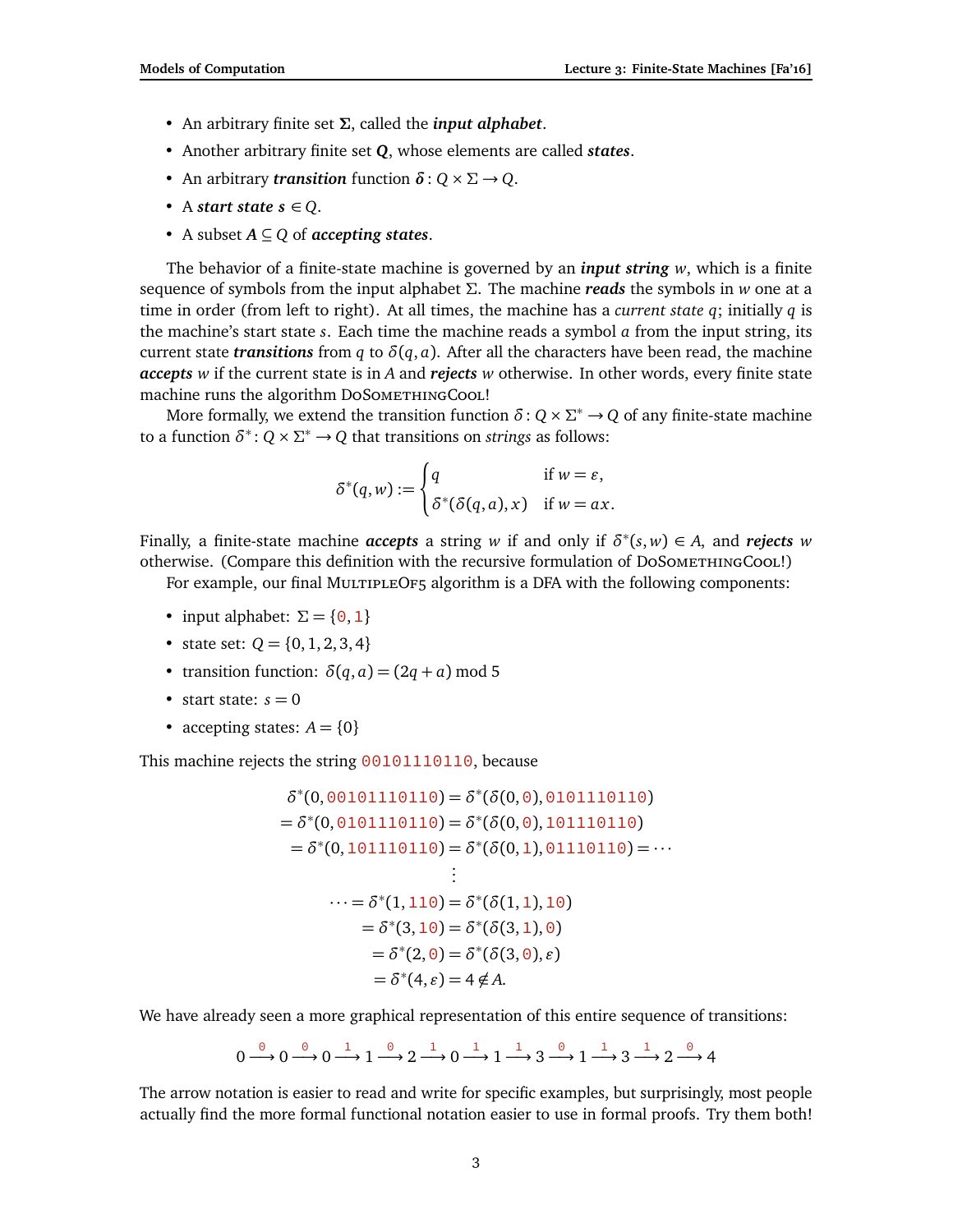- An arbitrary finite set $\Sigma$, called the ***input alphabet***.
- Another arbitrary finite set $Q$, whose elements are called ***states***.
- An arbitrary ***transition*** function $\delta : Q \times \Sigma \to Q$.
- A ***start state*** $s \in Q$.
- A subset $A \subseteq Q$ of ***accepting states***.

The behavior of a finite-state machine is governed by an ***input string*** $w$, which is a finite sequence of symbols from the input alphabet $\Sigma$. The machine ***reads*** the symbols in $w$ one at a time in order (from left to right). At all times, the machine has a *current state* $q$; initially $q$ is the machine's start state $s$. Each time the machine reads a symbol $a$ from the input string, its current state ***transitions*** from $q$ to $\delta(q, a)$. After all the characters have been read, the machine ***accepts*** $w$ if the current state is in $A$ and ***rejects*** $w$ otherwise. In other words, every finite state machine runs the algorithm DoSomethingCool!

More formally, we extend the transition function $\delta : Q \times \Sigma^* \to Q$ of any finite-state machine to a function $\delta^* : Q \times \Sigma^* \to Q$ that transitions on *strings* as follows:

$$\delta^*(q, w) := \begin{cases} q & \text{if } w = \varepsilon, \\ \delta^*(\delta(q, a), x) & \text{if } w = ax. \end{cases}$$

Finally, a finite-state machine ***accepts*** a string $w$ if and only if $\delta^*(s, w) \in A$, and ***rejects*** $w$ otherwise. (Compare this definition with the recursive formulation of DoSomethingCool!)

For example, our final MultipleOf5 algorithm is a DFA with the following components:

- input alphabet: $\Sigma = \{0, 1\}$
- state set: $Q = \{0, 1, 2, 3, 4\}$
- transition function: $\delta(q, a) = (2q + a) \bmod 5$
- start state: $s = 0$
- accepting states: $A = \{0\}$

This machine rejects the string 00101110110, because

$$\begin{aligned}
\delta^*(0, \texttt{00101110110}) &= \delta^*(\delta(0, \texttt{0}), \texttt{0101110110}) \\
= \delta^*(0, \texttt{0101110110}) &= \delta^*(\delta(0, \texttt{0}), \texttt{101110110}) \\
= \delta^*(0, \texttt{101110110}) &= \delta^*(\delta(0, \texttt{1}), \texttt{01110110}) = \cdots \\
&\vdots \\
\cdots = \delta^*(1, \texttt{110}) &= \delta^*(\delta(1, \texttt{1}), \texttt{10}) \\
= \delta^*(3, \texttt{10}) &= \delta^*(\delta(3, \texttt{1}), \texttt{0}) \\
= \delta^*(2, \texttt{0}) &= \delta^*(\delta(3, \texttt{0}), \varepsilon) \\
= \delta^*(4, \varepsilon) &= 4 \notin A.
\end{aligned}$$

We have already seen a more graphical representation of this entire sequence of transitions:

$$0 \xrightarrow{\texttt{0}} 0 \xrightarrow{\texttt{0}} 0 \xrightarrow{\texttt{1}} 1 \xrightarrow{\texttt{0}} 2 \xrightarrow{\texttt{1}} 0 \xrightarrow{\texttt{1}} 1 \xrightarrow{\texttt{1}} 3 \xrightarrow{\texttt{0}} 1 \xrightarrow{\texttt{1}} 3 \xrightarrow{\texttt{1}} 2 \xrightarrow{\texttt{0}} 4$$

The arrow notation is easier to read and write for specific examples, but surprisingly, most people actually find the more formal functional notation easier to use in formal proofs. Try them both!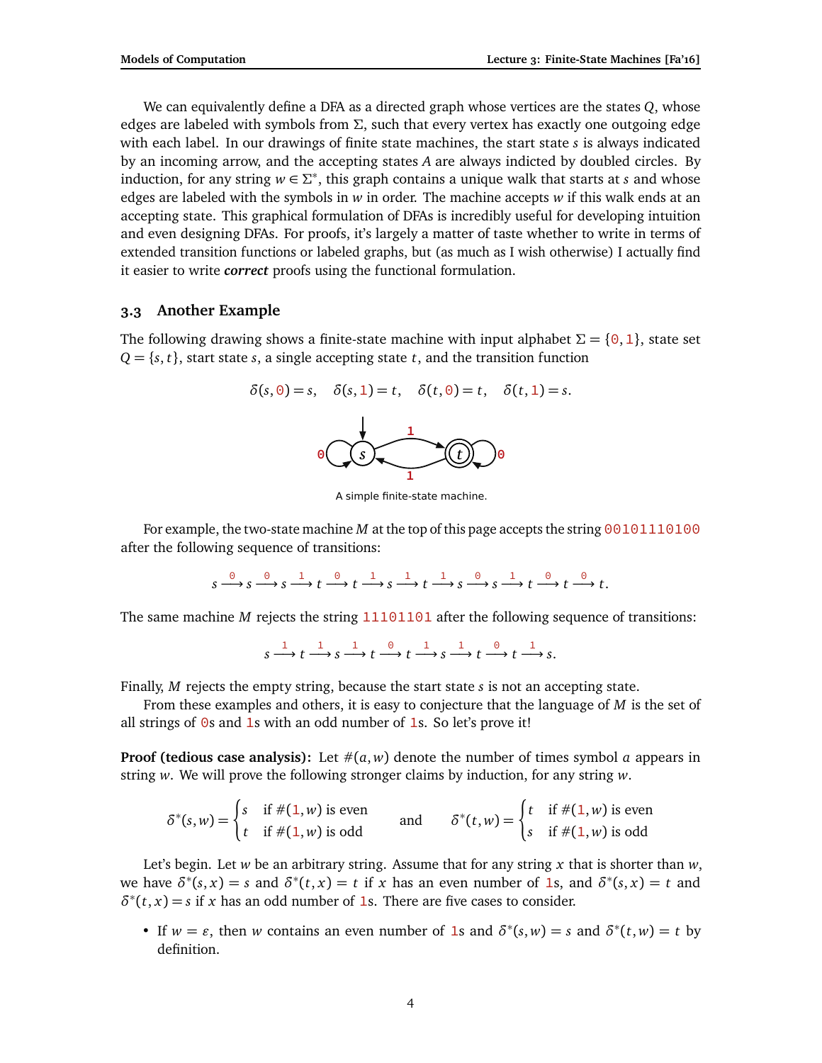We can equivalently define a DFA as a directed graph whose vertices are the states $Q$, whose edges are labeled with symbols from $\Sigma$, such that every vertex has exactly one outgoing edge with each label. In our drawings of finite state machines, the start state $s$ is always indicated by an incoming arrow, and the accepting states $A$ are always indicted by doubled circles. By induction, for any string $w \in \Sigma^*$, this graph contains a unique walk that starts at $s$ and whose edges are labeled with the symbols in $w$ in order. The machine accepts $w$ if this walk ends at an accepting state. This graphical formulation of DFAs is incredibly useful for developing intuition and even designing DFAs. For proofs, it's largely a matter of taste whether to write in terms of extended transition functions or labeled graphs, but (as much as I wish otherwise) I actually find it easier to write ***correct*** proofs using the functional formulation.

### 3.3 Another Example

The following drawing shows a finite-state machine with input alphabet $\Sigma = \{0, 1\}$, state set $Q = \{s, t\}$, start state $s$, a single accepting state $t$, and the transition function

$$\delta(s, 0) = s, \quad \delta(s, 1) = t, \quad \delta(t, 0) = t, \quad \delta(t, 1) = s.$$

A simple finite-state machine.

For example, the two-state machine $M$ at the top of this page accepts the string 00101110100 after the following sequence of transitions:

$$s \xrightarrow{0} s \xrightarrow{0} s \xrightarrow{1} t \xrightarrow{0} t \xrightarrow{1} s \xrightarrow{1} t \xrightarrow{1} s \xrightarrow{0} s \xrightarrow{1} t \xrightarrow{0} t \xrightarrow{0} t.$$

The same machine $M$ rejects the string 11101101 after the following sequence of transitions:

$$s \xrightarrow{1} t \xrightarrow{1} s \xrightarrow{1} t \xrightarrow{0} t \xrightarrow{1} s \xrightarrow{1} t \xrightarrow{0} t \xrightarrow{1} s.$$

Finally, $M$ rejects the empty string, because the start state $s$ is not an accepting state.

From these examples and others, it is easy to conjecture that the language of $M$ is the set of all strings of 0s and 1s with an odd number of 1s. So let's prove it!

**Proof (tedious case analysis):** Let $\#(a, w)$ denote the number of times symbol $a$ appears in string $w$. We will prove the following stronger claims by induction, for any string $w$.

$$\delta^*(s, w) = \begin{cases} s & \text{if } \#(1, w) \text{ is even} \\ t & \text{if } \#(1, w) \text{ is odd} \end{cases} \qquad \text{and} \qquad \delta^*(t, w) = \begin{cases} t & \text{if } \#(1, w) \text{ is even} \\ s & \text{if } \#(1, w) \text{ is odd} \end{cases}$$

Let's begin. Let $w$ be an arbitrary string. Assume that for any string $x$ that is shorter than $w$, we have $\delta^*(s, x) = s$ and $\delta^*(t, x) = t$ if $x$ has an even number of 1s, and $\delta^*(s, x) = t$ and $\delta^*(t, x) = s$ if $x$ has an odd number of 1s. There are five cases to consider.

- If $w = \varepsilon$, then $w$ contains an even number of 1s and $\delta^*(s, w) = s$ and $\delta^*(t, w) = t$ by definition.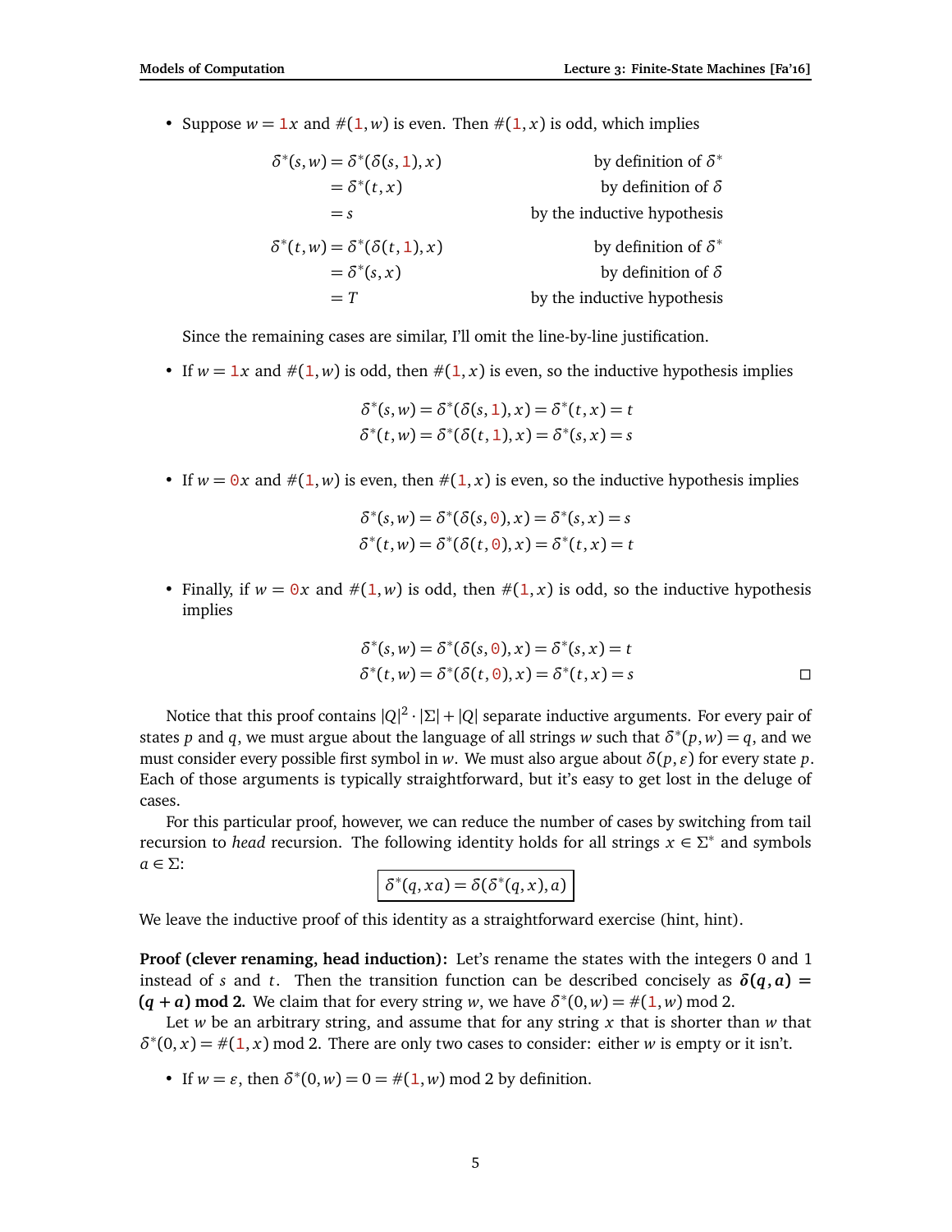- Suppose $w = \mathtt{1}x$ and $\#(\mathtt{1}, w)$ is even. Then $\#(\mathtt{1}, x)$ is odd, which implies

$$\begin{aligned}
\delta^*(s, w) &= \delta^*(\delta(s, \mathtt{1}), x) && \text{by definition of } \delta^* \\
&= \delta^*(t, x) && \text{by definition of } \delta \\
&= s && \text{by the inductive hypothesis} \\
\delta^*(t, w) &= \delta^*(\delta(t, \mathtt{1}), x) && \text{by definition of } \delta^* \\
&= \delta^*(s, x) && \text{by definition of } \delta \\
&= T && \text{by the inductive hypothesis}
\end{aligned}$$

  Since the remaining cases are similar, I'll omit the line-by-line justification.

- If $w = \mathtt{1}x$ and $\#(\mathtt{1}, w)$ is odd, then $\#(\mathtt{1}, x)$ is even, so the inductive hypothesis implies

$$\delta^*(s, w) = \delta^*(\delta(s, \mathtt{1}), x) = \delta^*(t, x) = t$$
$$\delta^*(t, w) = \delta^*(\delta(t, \mathtt{1}), x) = \delta^*(s, x) = s$$

- If $w = \mathtt{0}x$ and $\#(\mathtt{1}, w)$ is even, then $\#(\mathtt{1}, x)$ is even, so the inductive hypothesis implies

$$\delta^*(s, w) = \delta^*(\delta(s, \mathtt{0}), x) = \delta^*(s, x) = s$$
$$\delta^*(t, w) = \delta^*(\delta(t, \mathtt{0}), x) = \delta^*(t, x) = t$$

- Finally, if $w = \mathtt{0}x$ and $\#(\mathtt{1}, w)$ is odd, then $\#(\mathtt{1}, x)$ is odd, so the inductive hypothesis implies

$$\delta^*(s, w) = \delta^*(\delta(s, \mathtt{0}), x) = \delta^*(s, x) = t$$
$$\delta^*(t, w) = \delta^*(\delta(t, \mathtt{0}), x) = \delta^*(t, x) = s$$

□

Notice that this proof contains $|Q|^2 \cdot |\Sigma| + |Q|$ separate inductive arguments. For every pair of states $p$ and $q$, we must argue about the language of all strings $w$ such that $\delta^*(p, w) = q$, and we must consider every possible first symbol in $w$. We must also argue about $\delta(p, \varepsilon)$ for every state $p$. Each of those arguments is typically straightforward, but it's easy to get lost in the deluge of cases.

For this particular proof, however, we can reduce the number of cases by switching from tail recursion to *head* recursion. The following identity holds for all strings $x \in \Sigma^*$ and symbols $a \in \Sigma$:

$$\boxed{\delta^*(q, xa) = \delta(\delta^*(q, x), a)}$$

We leave the inductive proof of this identity as a straightforward exercise (hint, hint).

**Proof (clever renaming, head induction):** Let's rename the states with the integers 0 and 1 instead of $s$ and $t$. Then the transition function can be described concisely as $\boldsymbol{\delta(q, a) = (q + a) \bmod 2}$. We claim that for every string $w$, we have $\delta^*(0, w) = \#(\mathtt{1}, w) \bmod 2$.

Let $w$ be an arbitrary string, and assume that for any string $x$ that is shorter than $w$ that $\delta^*(0, x) = \#(\mathtt{1}, x) \bmod 2$. There are only two cases to consider: either $w$ is empty or it isn't.

- If $w = \varepsilon$, then $\delta^*(0, w) = 0 = \#(\mathtt{1}, w) \bmod 2$ by definition.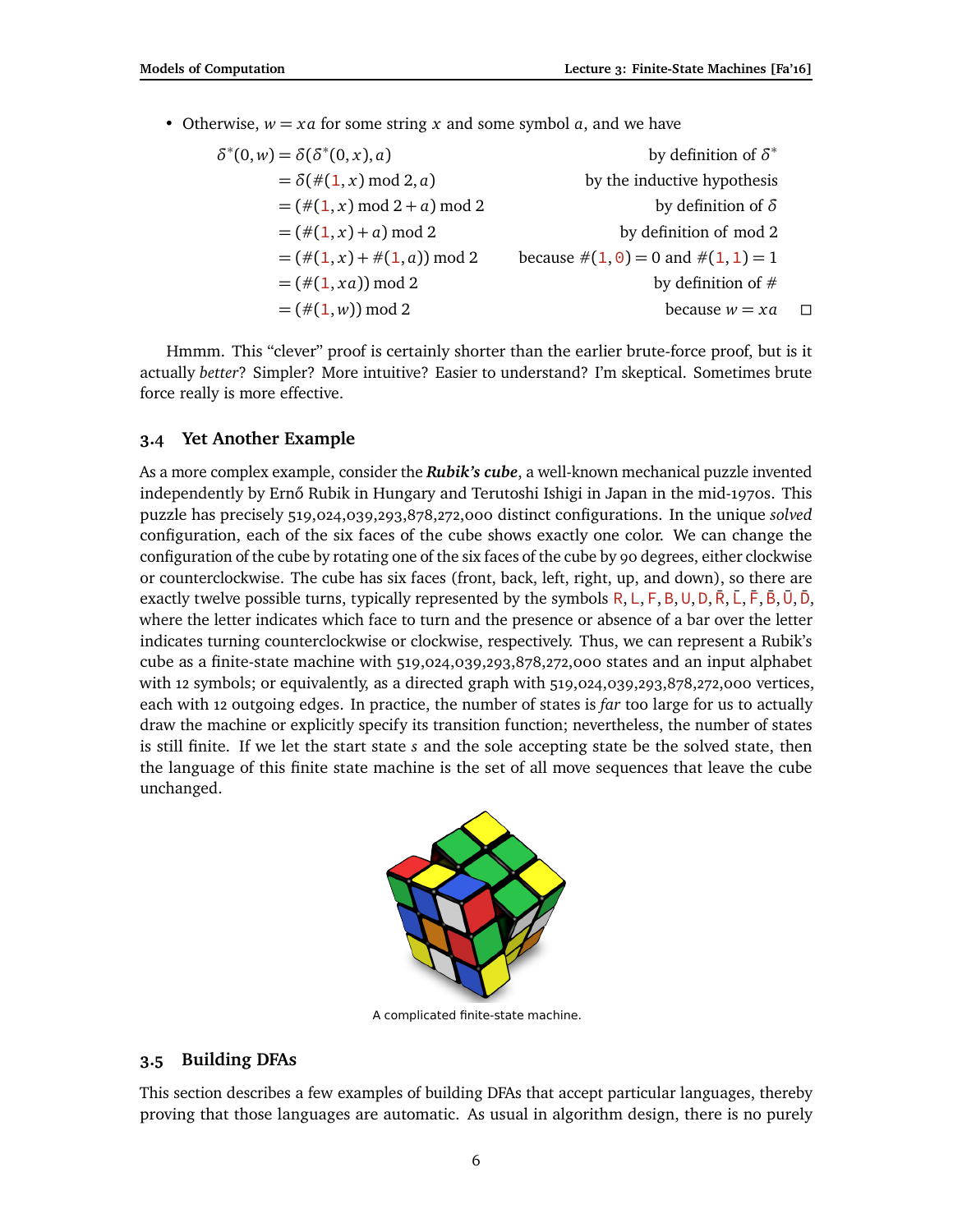- Otherwise, $w = xa$ for some string $x$ and some symbol $a$, and we have

$$
\begin{aligned}
\delta^*(0, w) &= \delta(\delta^*(0, x), a) && \text{by definition of } \delta^* \\
&= \delta(\#(1, x) \bmod 2, a) && \text{by the inductive hypothesis} \\
&= (\#(1, x) \bmod 2 + a) \bmod 2 && \text{by definition of } \delta \\
&= (\#(1, x) + a) \bmod 2 && \text{by definition of mod 2} \\
&= (\#(1, x) + \#(1, a)) \bmod 2 && \text{because } \#(1, 0) = 0 \text{ and } \#(1, 1) = 1 \\
&= (\#(1, xa)) \bmod 2 && \text{by definition of } \# \\
&= (\#(1, w)) \bmod 2 && \text{because } w = xa \qquad \square
\end{aligned}
$$

Hmmm. This "clever" proof is certainly shorter than the earlier brute-force proof, but is it actually *better*? Simpler? More intuitive? Easier to understand? I'm skeptical. Sometimes brute force really is more effective.

## 3.4 Yet Another Example

As a more complex example, consider the ***Rubik's cube***, a well-known mechanical puzzle invented independently by Ernő Rubik in Hungary and Terutoshi Ishigi in Japan in the mid-1970s. This puzzle has precisely 519,024,039,293,878,272,000 distinct configurations. In the unique *solved* configuration, each of the six faces of the cube shows exactly one color. We can change the configuration of the cube by rotating one of the six faces of the cube by 90 degrees, either clockwise or counterclockwise. The cube has six faces (front, back, left, right, up, and down), so there are exactly twelve possible turns, typically represented by the symbols R, L, F, B, U, D, $\bar{\text{R}}$, $\bar{\text{L}}$, $\bar{\text{F}}$, $\bar{\text{B}}$, $\bar{\text{U}}$, $\bar{\text{D}}$, where the letter indicates which face to turn and the presence or absence of a bar over the letter indicates turning counterclockwise or clockwise, respectively. Thus, we can represent a Rubik's cube as a finite-state machine with 519,024,039,293,878,272,000 states and an input alphabet with 12 symbols; or equivalently, as a directed graph with 519,024,039,293,878,272,000 vertices, each with 12 outgoing edges. In practice, the number of states is *far* too large for us to actually draw the machine or explicitly specify its transition function; nevertheless, the number of states is still finite. If we let the start state $s$ and the sole accepting state be the solved state, then the language of this finite state machine is the set of all move sequences that leave the cube unchanged.

A complicated finite-state machine.

## 3.5 Building DFAs

This section describes a few examples of building DFAs that accept particular languages, thereby proving that those languages are automatic. As usual in algorithm design, there is no purely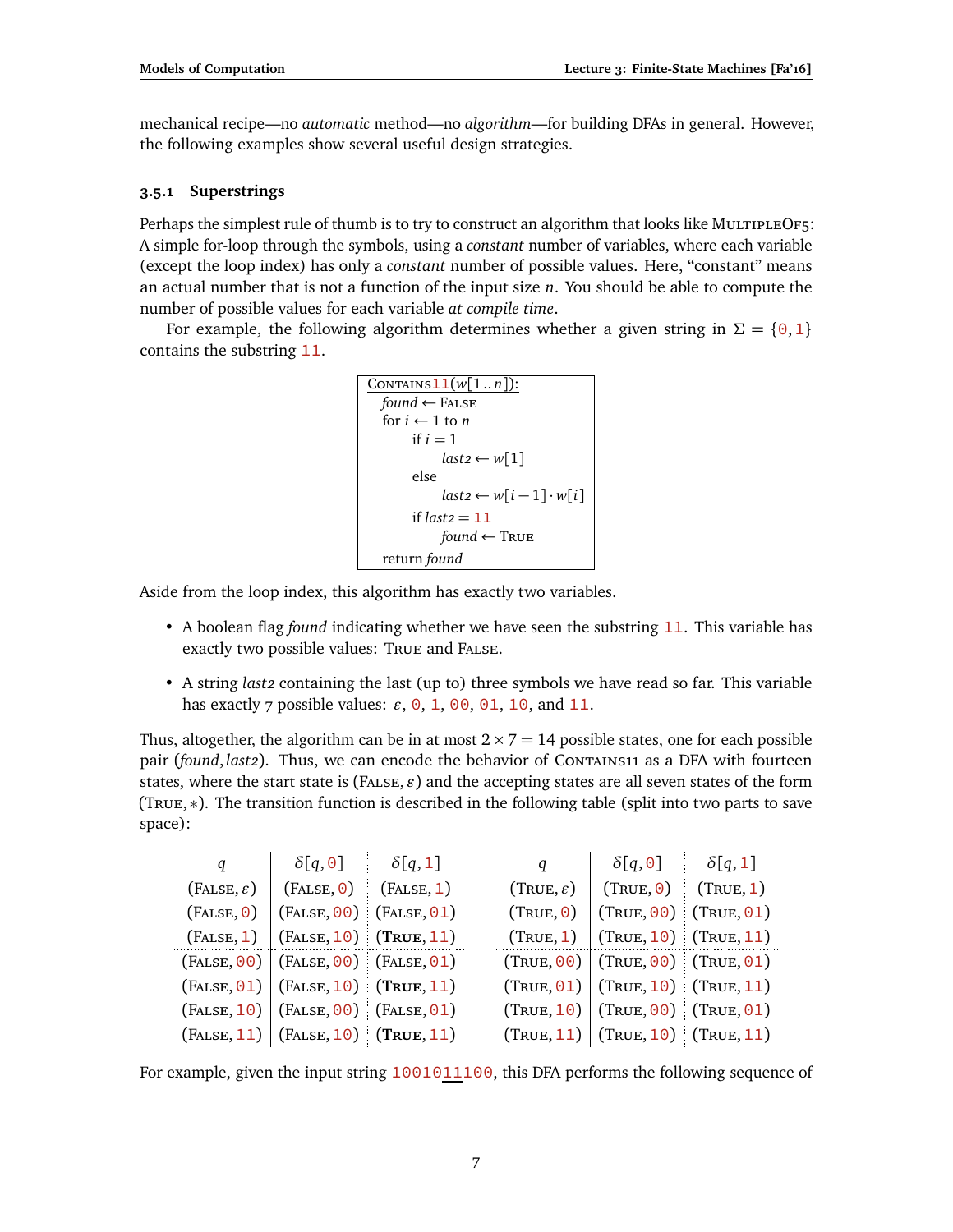mechanical recipe—no *automatic* method—no *algorithm*—for building DFAs in general. However, the following examples show several useful design strategies.

### 3.5.1 Superstrings

Perhaps the simplest rule of thumb is to try to construct an algorithm that looks like MULTIPLEOF5: A simple for-loop through the symbols, using a *constant* number of variables, where each variable (except the loop index) has only a *constant* number of possible values. Here, "constant" means an actual number that is not a function of the input size $n$. You should be able to compute the number of possible values for each variable *at compile time*.

For example, the following algorithm determines whether a given string in $\Sigma = \{0, 1\}$ contains the substring 11.

```
CONTAINS11(w[1..n]):
  found ← FALSE
  for i ← 1 to n
      if i = 1
          last2 ← w[1]
      else
          last2 ← w[i−1] · w[i]
      if last2 = 11
          found ← TRUE
  return found
```

Aside from the loop index, this algorithm has exactly two variables.

- A boolean flag *found* indicating whether we have seen the substring 11. This variable has exactly two possible values: TRUE and FALSE.
- A string *last2* containing the last (up to) three symbols we have read so far. This variable has exactly 7 possible values: $\varepsilon$, 0, 1, 00, 01, 10, and 11.

Thus, altogether, the algorithm can be in at most $2 \times 7 = 14$ possible states, one for each possible pair (*found*, *last2*). Thus, we can encode the behavior of CONTAINS11 as a DFA with fourteen states, where the start state is (FALSE, $\varepsilon$) and the accepting states are all seven states of the form (TRUE, $*$). The transition function is described in the following table (split into two parts to save space):

| $q$ | $\delta[q, 0]$ | $\delta[q, 1]$ |
|---|---|---|
| (FALSE, $\varepsilon$) | (FALSE, 0) | (FALSE, 1) |
| (FALSE, 0) | (FALSE, 00) | (FALSE, 01) |
| (FALSE, 1) | (FALSE, 10) | (**TRUE**, 11) |
| (FALSE, 00) | (FALSE, 00) | (FALSE, 01) |
| (FALSE, 01) | (FALSE, 10) | (**TRUE**, 11) |
| (FALSE, 10) | (FALSE, 00) | (FALSE, 01) |
| (FALSE, 11) | (FALSE, 10) | (**TRUE**, 11) |

| $q$ | $\delta[q, 0]$ | $\delta[q, 1]$ |
|---|---|---|
| (TRUE, $\varepsilon$) | (TRUE, 0) | (TRUE, 1) |
| (TRUE, 0) | (TRUE, 00) | (TRUE, 01) |
| (TRUE, 1) | (TRUE, 10) | (TRUE, 11) |
| (TRUE, 00) | (TRUE, 00) | (TRUE, 01) |
| (TRUE, 01) | (TRUE, 10) | (TRUE, 11) |
| (TRUE, 10) | (TRUE, 00) | (TRUE, 01) |
| (TRUE, 11) | (TRUE, 10) | (TRUE, 11) |

For example, given the input string 1001011100, this DFA performs the following sequence of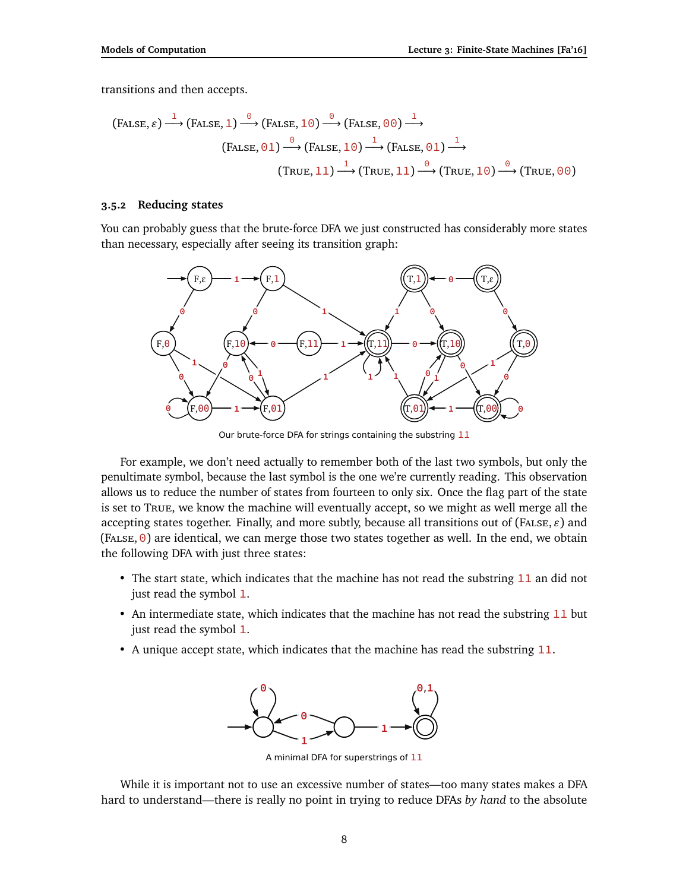transitions and then accepts.

$$(\text{FALSE}, \varepsilon) \xrightarrow{1} (\text{FALSE}, 1) \xrightarrow{0} (\text{FALSE}, 10) \xrightarrow{0} (\text{FALSE}, 00) \xrightarrow{1}$$
$$(\text{FALSE}, 01) \xrightarrow{0} (\text{FALSE}, 10) \xrightarrow{1} (\text{FALSE}, 01) \xrightarrow{1}$$
$$(\text{TRUE}, 11) \xrightarrow{1} (\text{TRUE}, 11) \xrightarrow{0} (\text{TRUE}, 10) \xrightarrow{0} (\text{TRUE}, 00)$$

### 3.5.2 Reducing states

You can probably guess that the brute-force DFA we just constructed has considerably more states than necessary, especially after seeing its transition graph:

Our brute-force DFA for strings containing the substring 11

For example, we don't need actually to remember both of the last two symbols, but only the penultimate symbol, because the last symbol is the one we're currently reading. This observation allows us to reduce the number of states from fourteen to only six. Once the flag part of the state is set to TRUE, we know the machine will eventually accept, so we might as well merge all the accepting states together. Finally, and more subtly, because all transitions out of (FALSE, $\varepsilon$) and (FALSE, 0) are identical, we can merge those two states together as well. In the end, we obtain the following DFA with just three states:

- The start state, which indicates that the machine has not read the substring 11 an did not just read the symbol 1.
- An intermediate state, which indicates that the machine has not read the substring 11 but just read the symbol 1.
- A unique accept state, which indicates that the machine has read the substring 11.

A minimal DFA for superstrings of 11

While it is important not to use an excessive number of states—too many states makes a DFA hard to understand—there is really no point in trying to reduce DFAs *by hand* to the absolute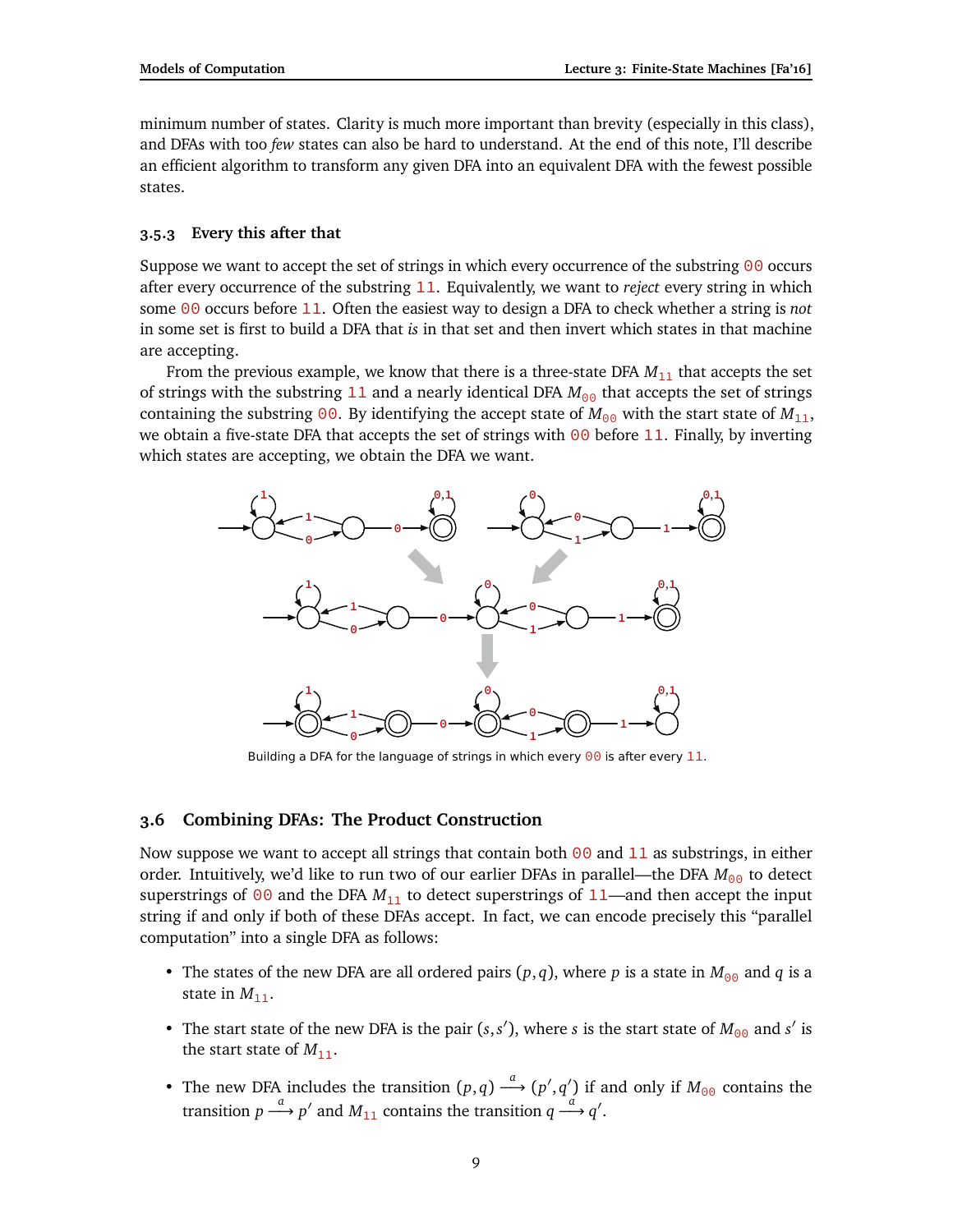minimum number of states. Clarity is much more important than brevity (especially in this class), and DFAs with too *few* states can also be hard to understand. At the end of this note, I'll describe an efficient algorithm to transform any given DFA into an equivalent DFA with the fewest possible states.

### 3.5.3 Every this after that

Suppose we want to accept the set of strings in which every occurrence of the substring 00 occurs after every occurrence of the substring 11. Equivalently, we want to *reject* every string in which some 00 occurs before 11. Often the easiest way to design a DFA to check whether a string is *not* in some set is first to build a DFA that *is* in that set and then invert which states in that machine are accepting.

From the previous example, we know that there is a three-state DFA $M_{11}$ that accepts the set of strings with the substring 11 and a nearly identical DFA $M_{00}$ that accepts the set of strings containing the substring 00. By identifying the accept state of $M_{00}$ with the start state of $M_{11}$, we obtain a five-state DFA that accepts the set of strings with 00 before 11. Finally, by inverting which states are accepting, we obtain the DFA we want.

Building a DFA for the language of strings in which every 00 is after every 11.

## 3.6 Combining DFAs: The Product Construction

Now suppose we want to accept all strings that contain both 00 and 11 as substrings, in either order. Intuitively, we'd like to run two of our earlier DFAs in parallel—the DFA $M_{00}$ to detect superstrings of 00 and the DFA $M_{11}$ to detect superstrings of 11—and then accept the input string if and only if both of these DFAs accept. In fact, we can encode precisely this "parallel computation" into a single DFA as follows:

- The states of the new DFA are all ordered pairs $(p, q)$, where $p$ is a state in $M_{00}$ and $q$ is a state in $M_{11}$.
- The start state of the new DFA is the pair $(s, s')$, where $s$ is the start state of $M_{00}$ and $s'$ is the start state of $M_{11}$.
- The new DFA includes the transition $(p, q) \xrightarrow{a} (p', q')$ if and only if $M_{00}$ contains the transition $p \xrightarrow{a} p'$ and $M_{11}$ contains the transition $q \xrightarrow{a} q'$.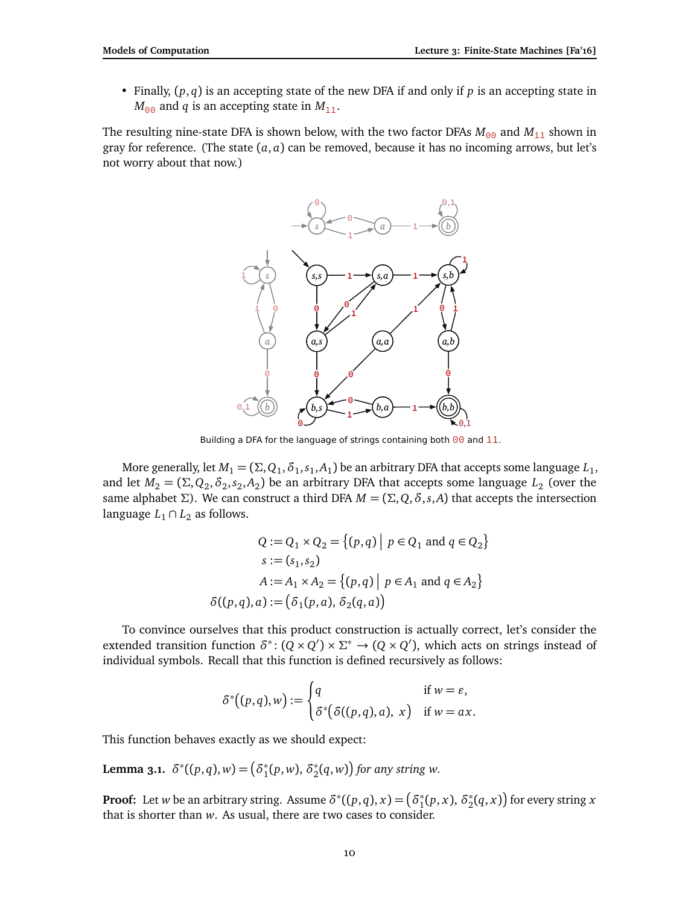- Finally, $(p,q)$ is an accepting state of the new DFA if and only if $p$ is an accepting state in $M_{00}$ and $q$ is an accepting state in $M_{11}$.

The resulting nine-state DFA is shown below, with the two factor DFAs $M_{00}$ and $M_{11}$ shown in gray for reference. (The state $(a,a)$ can be removed, because it has no incoming arrows, but let's not worry about that now.)

Building a DFA for the language of strings containing both 00 and 11.

More generally, let $M_1 = (\Sigma, Q_1, \delta_1, s_1, A_1)$ be an arbitrary DFA that accepts some language $L_1$, and let $M_2 = (\Sigma, Q_2, \delta_2, s_2, A_2)$ be an arbitrary DFA that accepts some language $L_2$ (over the same alphabet $\Sigma$). We can construct a third DFA $M = (\Sigma, Q, \delta, s, A)$ that accepts the intersection language $L_1 \cap L_2$ as follows.

$$
\begin{aligned}
Q &:= Q_1 \times Q_2 = \left\{(p,q) \mid p \in Q_1 \text{ and } q \in Q_2\right\} \\
s &:= (s_1, s_2) \\
A &:= A_1 \times A_2 = \left\{(p,q) \mid p \in A_1 \text{ and } q \in A_2\right\} \\
\delta((p,q),a) &:= \big(\delta_1(p,a),\ \delta_2(q,a)\big)
\end{aligned}
$$

To convince ourselves that this product construction is actually correct, let's consider the extended transition function $\delta^* \colon (Q \times Q') \times \Sigma^* \to (Q \times Q')$, which acts on strings instead of individual symbols. Recall that this function is defined recursively as follows:

$$
\delta^*\big((p,q),w\big) := \begin{cases} q & \text{if } w = \varepsilon, \\ \delta^*\big(\delta((p,q),a),\ x\big) & \text{if } w = ax. \end{cases}
$$

This function behaves exactly as we should expect:

**Lemma 3.1.** *$\delta^*((p,q),w) = \big(\delta_1^*(p,w),\ \delta_2^*(q,w)\big)$ for any string $w$.*

**Proof:** Let $w$ be an arbitrary string. Assume $\delta^*((p,q),x) = \big(\delta_1^*(p,x),\ \delta_2^*(q,x)\big)$ for every string $x$ that is shorter than $w$. As usual, there are two cases to consider.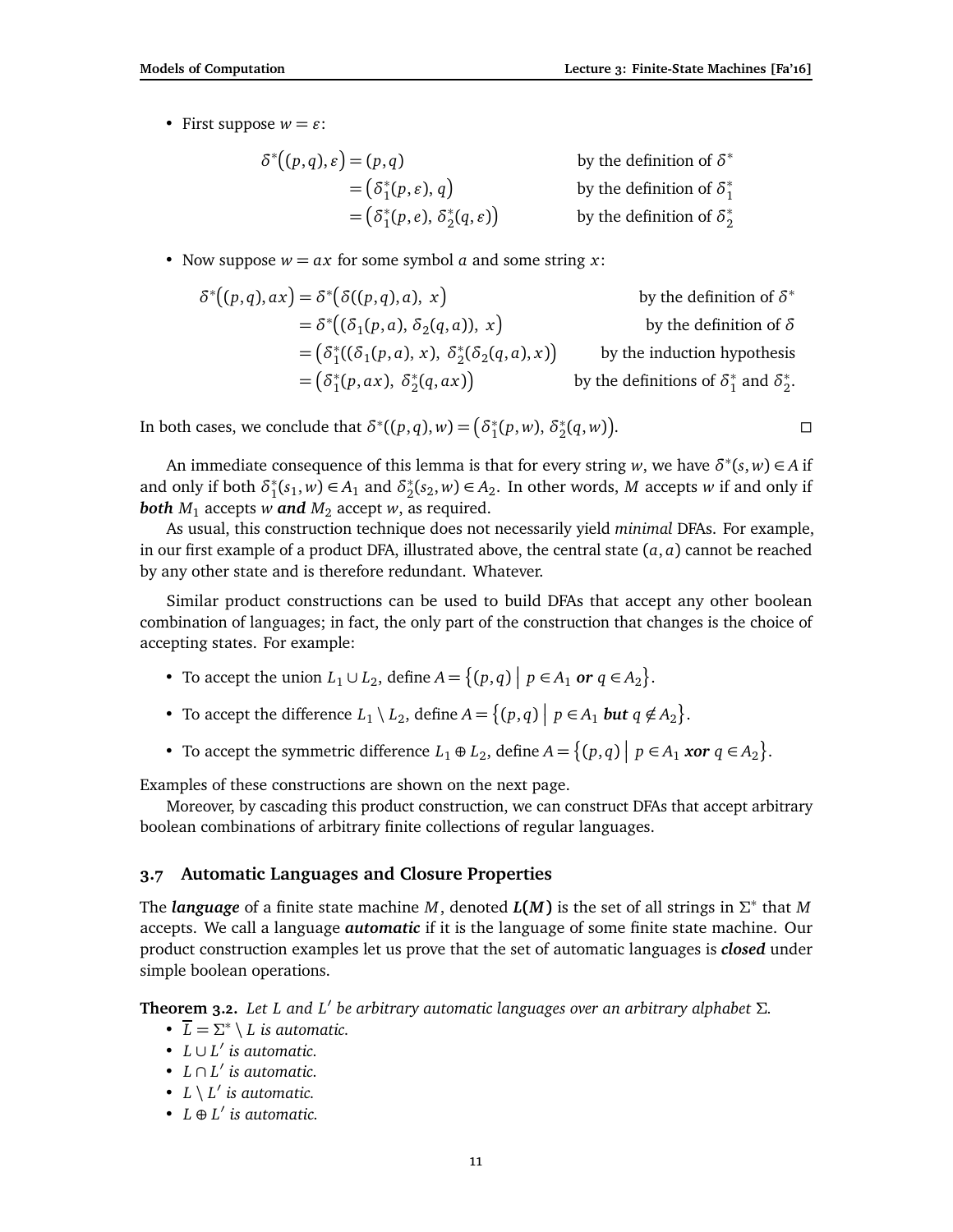- First suppose $w = \varepsilon$:

$$\begin{aligned}
\delta^*\big((p,q),\varepsilon\big) &= (p,q) && \text{by the definition of } \delta^* \\
&= \big(\delta_1^*(p,\varepsilon),\, q\big) && \text{by the definition of } \delta_1^* \\
&= \big(\delta_1^*(p,e),\, \delta_2^*(q,\varepsilon)\big) && \text{by the definition of } \delta_2^*
\end{aligned}$$

- Now suppose $w = ax$ for some symbol $a$ and some string $x$:

$$\begin{aligned}
\delta^*\big((p,q),ax\big) &= \delta^*\big(\delta((p,q),a),\ x\big) && \text{by the definition of } \delta^* \\
&= \delta^*\big((\delta_1(p,a),\, \delta_2(q,a)),\ x\big) && \text{by the definition of } \delta \\
&= \big(\delta_1^*((\delta_1(p,a),\, x),\ \delta_2^*(\delta_2(q,a),x)\big) && \text{by the induction hypothesis} \\
&= \big(\delta_1^*(p,ax),\ \delta_2^*(q,ax)\big) && \text{by the definitions of } \delta_1^* \text{ and } \delta_2^*.
\end{aligned}$$

In both cases, we conclude that $\delta^*((p,q),w) = \big(\delta_1^*(p,w),\, \delta_2^*(q,w)\big)$. □

An immediate consequence of this lemma is that for every string $w$, we have $\delta^*(s,w) \in A$ if and only if both $\delta_1^*(s_1,w) \in A_1$ and $\delta_2^*(s_2,w) \in A_2$. In other words, $M$ accepts $w$ if and only if ***both*** $M_1$ accepts $w$ ***and*** $M_2$ accept $w$, as required.

As usual, this construction technique does not necessarily yield *minimal* DFAs. For example, in our first example of a product DFA, illustrated above, the central state $(a,a)$ cannot be reached by any other state and is therefore redundant. Whatever.

Similar product constructions can be used to build DFAs that accept any other boolean combination of languages; in fact, the only part of the construction that changes is the choice of accepting states. For example:

- To accept the union $L_1 \cup L_2$, define $A = \big\{(p,q) \bigm| p \in A_1 \textbf{\textit{ or }} q \in A_2\big\}$.
- To accept the difference $L_1 \setminus L_2$, define $A = \big\{(p,q) \bigm| p \in A_1 \textbf{\textit{ but }} q \notin A_2\big\}$.
- To accept the symmetric difference $L_1 \oplus L_2$, define $A = \big\{(p,q) \bigm| p \in A_1 \textbf{\textit{ xor }} q \in A_2\big\}$.

Examples of these constructions are shown on the next page.

Moreover, by cascading this product construction, we can construct DFAs that accept arbitrary boolean combinations of arbitrary finite collections of regular languages.

### 3.7 Automatic Languages and Closure Properties

The ***language*** of a finite state machine $M$, denoted $\boldsymbol{L(M)}$ is the set of all strings in $\Sigma^*$ that $M$ accepts. We call a language ***automatic*** if it is the language of some finite state machine. Our product construction examples let us prove that the set of automatic languages is ***closed*** under simple boolean operations.

**Theorem 3.2.** *Let $L$ and $L'$ be arbitrary automatic languages over an arbitrary alphabet $\Sigma$.*

- $\overline{L} = \Sigma^* \setminus L$ *is automatic.*
- $L \cup L'$ *is automatic.*
- $L \cap L'$ *is automatic.*
- $L \setminus L'$ *is automatic.*
- $L \oplus L'$ *is automatic.*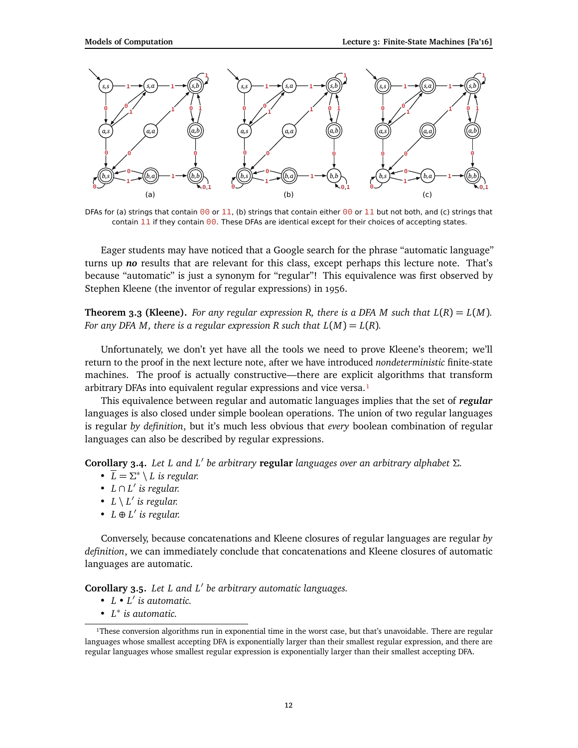DFAs for (a) strings that contain 00 or 11, (b) strings that contain either 00 or 11 but not both, and (c) strings that contain 11 if they contain 00. These DFAs are identical except for their choices of accepting states.

Eager students may have noticed that a Google search for the phrase "automatic language" turns up ***no*** results that are relevant for this class, except perhaps this lecture note. That's because "automatic" is just a synonym for "regular"! This equivalence was first observed by Stephen Kleene (the inventor of regular expressions) in 1956.

**Theorem 3.3 (Kleene).** *For any regular expression $R$, there is a DFA $M$ such that $L(R) = L(M)$. For any DFA $M$, there is a regular expression $R$ such that $L(M) = L(R)$.*

Unfortunately, we don't yet have all the tools we need to prove Kleene's theorem; we'll return to the proof in the next lecture note, after we have introduced *nondeterministic* finite-state machines. The proof is actually constructive—there are explicit algorithms that transform arbitrary DFAs into equivalent regular expressions and vice versa.[1]

This equivalence between regular and automatic languages implies that the set of ***regular*** languages is also closed under simple boolean operations. The union of two regular languages is regular *by definition*, but it's much less obvious that *every* boolean combination of regular languages can also be described by regular expressions.

**Corollary 3.4.** *Let $L$ and $L'$ be arbitrary* **regular** *languages over an arbitrary alphabet $\Sigma$.*

- *$\overline{L} = \Sigma^* \setminus L$ is regular.*
- *$L \cap L'$ is regular.*
- *$L \setminus L'$ is regular.*
- *$L \oplus L'$ is regular.*

Conversely, because concatenations and Kleene closures of regular languages are regular *by definition*, we can immediately conclude that concatenations and Kleene closures of automatic languages are automatic.

**Corollary 3.5.** *Let $L$ and $L'$ be arbitrary automatic languages.*

- *$L \bullet L'$ is automatic.*
- *$L^*$ is automatic.*

[1]These conversion algorithms run in exponential time in the worst case, but that's unavoidable. There are regular languages whose smallest accepting DFA is exponentially larger than their smallest regular expression, and there are regular languages whose smallest regular expression is exponentially larger than their smallest accepting DFA.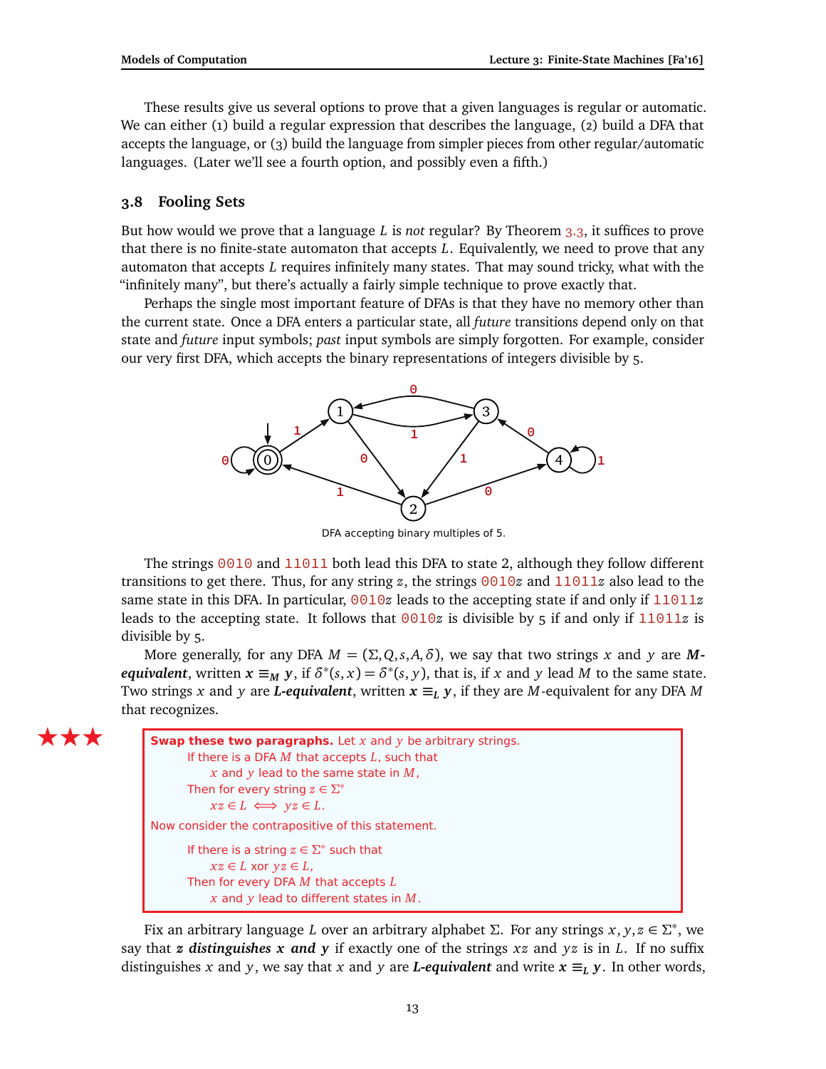These results give us several options to prove that a given languages is regular or automatic. We can either (1) build a regular expression that describes the language, (2) build a DFA that accepts the language, or (3) build the language from simpler pieces from other regular/automatic languages. (Later we'll see a fourth option, and possibly even a fifth.)

### 3.8 Fooling Sets

But how would we prove that a language $L$ is *not* regular? By Theorem 3.3, it suffices to prove that there is no finite-state automaton that accepts $L$. Equivalently, we need to prove that any automaton that accepts $L$ requires infinitely many states. That may sound tricky, what with the "infinitely many", but there's actually a fairly simple technique to prove exactly that.

Perhaps the single most important feature of DFAs is that they have no memory other than the current state. Once a DFA enters a particular state, all *future* transitions depend only on that state and *future* input symbols; *past* input symbols are simply forgotten. For example, consider our very first DFA, which accepts the binary representations of integers divisible by 5.

DFA accepting binary multiples of 5.

The strings `0010` and `11011` both lead this DFA to state 2, although they follow different transitions to get there. Thus, for any string $z$, the strings `0010`$z$ and `11011`$z$ also lead to the same state in this DFA. In particular, `0010`$z$ leads to the accepting state if and only if `11011`$z$ leads to the accepting state. It follows that `0010`$z$ is divisible by 5 if and only if `11011`$z$ is divisible by 5.

More generally, for any DFA $M = (\Sigma, Q, s, A, \delta)$, we say that two strings $x$ and $y$ are ***M*-equivalent**, written $x \equiv_M y$, if $\delta^*(s, x) = \delta^*(s, y)$, that is, if $x$ and $y$ lead $M$ to the same state. Two strings $x$ and $y$ are ***L*-equivalent**, written $x \equiv_L y$, if they are $M$-equivalent for any DFA $M$ that recognizes.

★★★

**Swap these two paragraphs.** Let $x$ and $y$ be arbitrary strings.
 If there is a DFA $M$ that accepts $L$, such that
  $x$ and $y$ lead to the same state in $M$,
 Then for every string $z \in \Sigma^*$
  $xz \in L \iff yz \in L$.

Now consider the contrapositive of this statement.

 If there is a string $z \in \Sigma^*$ such that
  $xz \in L$ xor $yz \in L$,
 Then for every DFA $M$ that accepts $L$
  $x$ and $y$ lead to different states in $M$.

Fix an arbitrary language $L$ over an arbitrary alphabet $\Sigma$. For any strings $x, y, z \in \Sigma^*$, we say that ***z* distinguishes *x* and *y*** if exactly one of the strings $xz$ and $yz$ is in $L$. If no suffix distinguishes $x$ and $y$, we say that $x$ and $y$ are ***L*-equivalent** and write $x \equiv_L y$. In other words,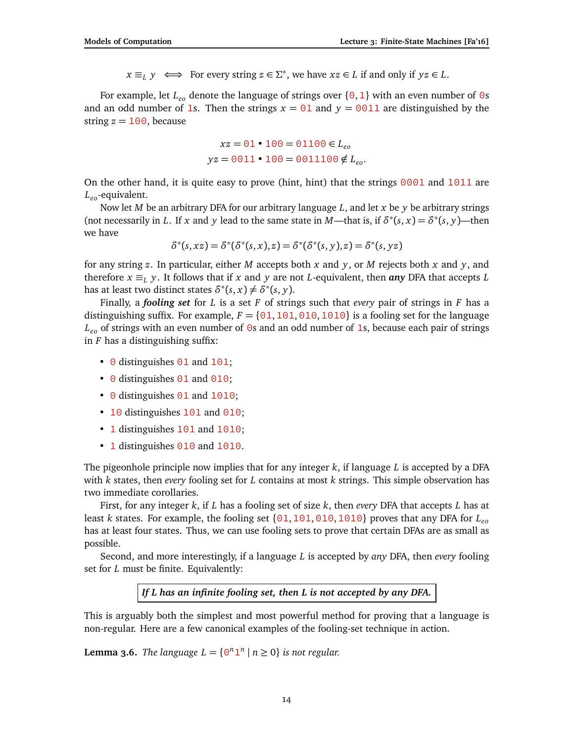$$x \equiv_L y \iff \text{For every string } z \in \Sigma^*, \text{ we have } xz \in L \text{ if and only if } yz \in L.$$

For example, let $L_{eo}$ denote the language of strings over $\{0, 1\}$ with an even number of 0s and an odd number of 1s. Then the strings $x = 01$ and $y = 0011$ are distinguished by the string $z = 100$, because

$$xz = 01 \bullet 100 = 01100 \in L_{eo}$$
$$yz = 0011 \bullet 100 = 0011100 \notin L_{eo}.$$

On the other hand, it is quite easy to prove (hint, hint) that the strings 0001 and 1011 are $L_{eo}$-equivalent.

Now let $M$ be an arbitrary DFA for our arbitrary language $L$, and let $x$ be $y$ be arbitrary strings (not necessarily in $L$. If $x$ and $y$ lead to the same state in $M$—that is, if $\delta^*(s, x) = \delta^*(s, y)$—then we have

$$\delta^*(s, xz) = \delta^*(\delta^*(s, x), z) = \delta^*(\delta^*(s, y), z) = \delta^*(s, yz)$$

for any string $z$. In particular, either $M$ accepts both $x$ and $y$, or $M$ rejects both $x$ and $y$, and therefore $x \equiv_L y$. It follows that if $x$ and $y$ are not $L$-equivalent, then ***any*** DFA that accepts $L$ has at least two distinct states $\delta^*(s, x) \neq \delta^*(s, y)$.

Finally, a ***fooling set*** for $L$ is a set $F$ of strings such that *every* pair of strings in $F$ has a distinguishing suffix. For example, $F = \{01, 101, 010, 1010\}$ is a fooling set for the language $L_{eo}$ of strings with an even number of 0s and an odd number of 1s, because each pair of strings in $F$ has a distinguishing suffix:

- 0 distinguishes 01 and 101;
- 0 distinguishes 01 and 010;
- 0 distinguishes 01 and 1010;
- 10 distinguishes 101 and 010;
- 1 distinguishes 101 and 1010;
- 1 distinguishes 010 and 1010.

The pigeonhole principle now implies that for any integer $k$, if language $L$ is accepted by a DFA with $k$ states, then *every* fooling set for $L$ contains at most $k$ strings. This simple observation has two immediate corollaries.

First, for any integer $k$, if $L$ has a fooling set of size $k$, then *every* DFA that accepts $L$ has at least $k$ states. For example, the fooling set $\{01, 101, 010, 1010\}$ proves that any DFA for $L_{eo}$ has at least four states. Thus, we can use fooling sets to prove that certain DFAs are as small as possible.

Second, and more interestingly, if a language $L$ is accepted by *any* DFA, then *every* fooling set for $L$ must be finite. Equivalently:

***If L has an infinite fooling set, then L is not accepted by any DFA.***

This is arguably both the simplest and most powerful method for proving that a language is non-regular. Here are a few canonical examples of the fooling-set technique in action.

**Lemma 3.6.** *The language $L = \{0^n 1^n \mid n \geq 0\}$ is not regular.*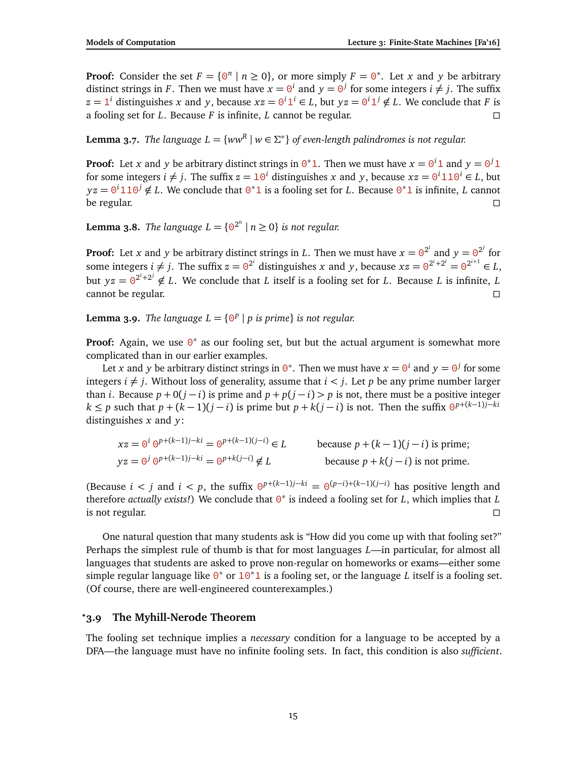**Proof:** Consider the set $F = \{0^n \mid n \geq 0\}$, or more simply $F = 0^*$. Let $x$ and $y$ be arbitrary distinct strings in $F$. Then we must have $x = 0^i$ and $y = 0^j$ for some integers $i \neq j$. The suffix $z = 1^i$ distinguishes $x$ and $y$, because $xz = 0^i 1^i \in L$, but $yz = 0^i 1^j \notin L$. We conclude that $F$ is a fooling set for $L$. Because $F$ is infinite, $L$ cannot be regular. □

**Lemma 3.7.** *The language $L = \{ww^R \mid w \in \Sigma^*\}$ of even-length palindromes is not regular.*

**Proof:** Let $x$ and $y$ be arbitrary distinct strings in $0^*1$. Then we must have $x = 0^i 1$ and $y = 0^j 1$ for some integers $i \neq j$. The suffix $z = 10^i$ distinguishes $x$ and $y$, because $xz = 0^i 110^i \in L$, but $yz = 0^i 110^j \notin L$. We conclude that $0^*1$ is a fooling set for $L$. Because $0^*1$ is infinite, $L$ cannot be regular. □

**Lemma 3.8.** *The language $L = \{0^{2^n} \mid n \geq 0\}$ is not regular.*

**Proof:** Let $x$ and $y$ be arbitrary distinct strings in $L$. Then we must have $x = 0^{2^i}$ and $y = 0^{2^j}$ for some integers $i \neq j$. The suffix $z = 0^{2^i}$ distinguishes $x$ and $y$, because $xz = 0^{2^i + 2^i} = 0^{2^{i+1}} \in L$, but $yz = 0^{2^i + 2^j} \notin L$. We conclude that $L$ itself is a fooling set for $L$. Because $L$ is infinite, $L$ cannot be regular. □

**Lemma 3.9.** *The language $L = \{0^p \mid p \text{ is prime}\}$ is not regular.*

**Proof:** Again, we use $0^*$ as our fooling set, but but the actual argument is somewhat more complicated than in our earlier examples.

Let $x$ and $y$ be arbitrary distinct strings in $0^*$. Then we must have $x = 0^i$ and $y = 0^j$ for some integers $i \neq j$. Without loss of generality, assume that $i < j$. Let $p$ be any prime number larger than $i$. Because $p + 0(j-i)$ is prime and $p + p(j-i) > p$ is not, there must be a positive integer $k \leq p$ such that $p + (k-1)(j-i)$ is prime but $p + k(j-i)$ is not. Then the suffix $0^{p+(k-1)j-ki}$ distinguishes $x$ and $y$:

$$xz = 0^i\, 0^{p+(k-1)j-ki} = 0^{p+(k-1)(j-i)} \in L \qquad \text{because } p + (k-1)(j-i) \text{ is prime;}$$

$$yz = 0^j\, 0^{p+(k-1)j-ki} = 0^{p+k(j-i)} \notin L \qquad \text{because } p + k(j-i) \text{ is not prime.}$$

(Because $i < j$ and $i < p$, the suffix $0^{p+(k-1)j-ki} = 0^{(p-i)+(k-1)(j-i)}$ has positive length and therefore *actually exists!*) We conclude that $0^*$ is indeed a fooling set for $L$, which implies that $L$ is not regular. □

One natural question that many students ask is "How did you come up with that fooling set?" Perhaps the simplest rule of thumb is that for most languages $L$—in particular, for almost all languages that students are asked to prove non-regular on homeworks or exams—either some simple regular language like $0^*$ or $10^*1$ is a fooling set, or the language $L$ itself is a fooling set. (Of course, there are well-engineered counterexamples.)

## *3.9 The Myhill-Nerode Theorem

The fooling set technique implies a *necessary* condition for a language to be accepted by a DFA—the language must have no infinite fooling sets. In fact, this condition is also *sufficient*.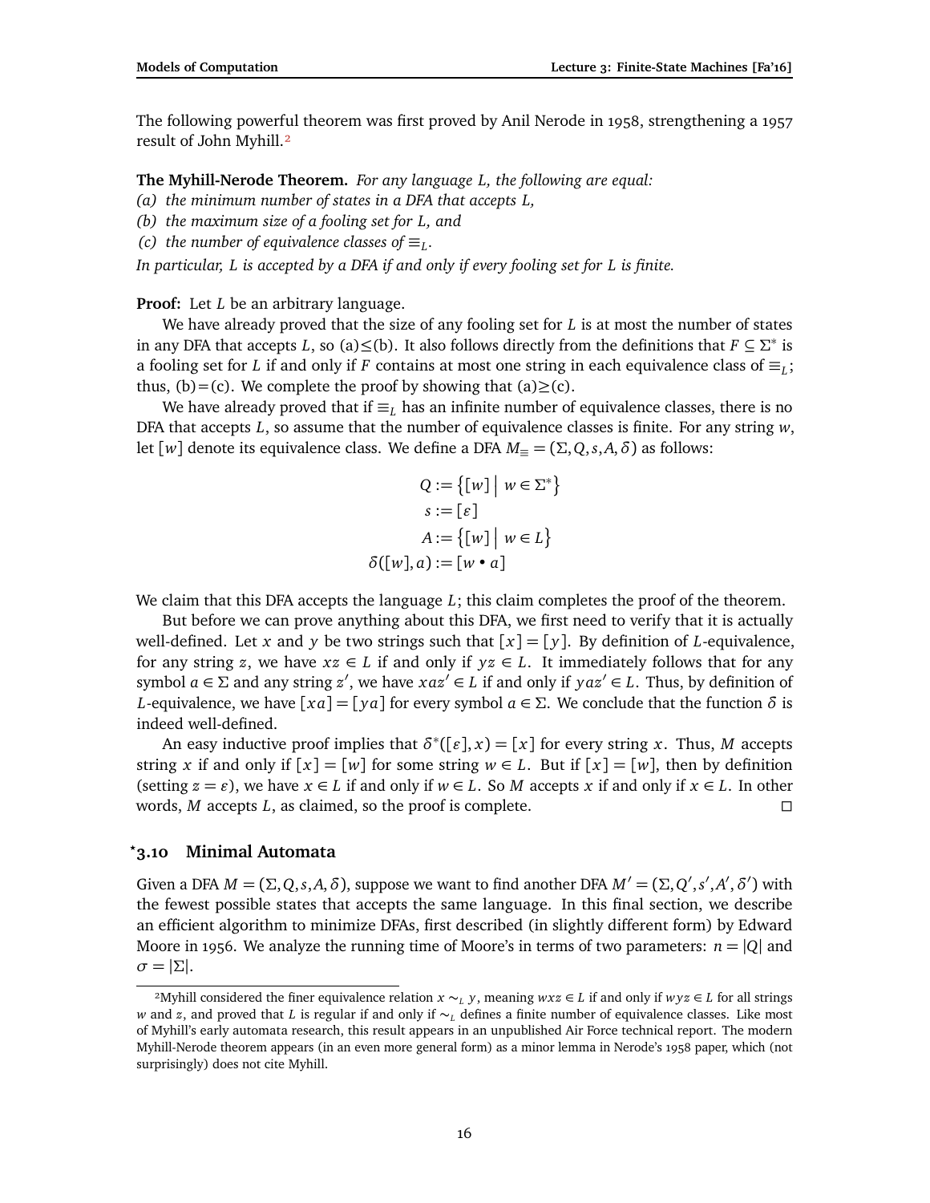The following powerful theorem was first proved by Anil Nerode in 1958, strengthening a 1957 result of John Myhill.[2]

**The Myhill-Nerode Theorem.** *For any language $L$, the following are equal:*
*(a) the minimum number of states in a DFA that accepts $L$,*
*(b) the maximum size of a fooling set for $L$, and*
*(c) the number of equivalence classes of $\equiv_L$.*
*In particular, $L$ is accepted by a DFA if and only if every fooling set for $L$ is finite.*

**Proof:** Let $L$ be an arbitrary language.

We have already proved that the size of any fooling set for $L$ is at most the number of states in any DFA that accepts $L$, so (a)$\leq$(b). It also follows directly from the definitions that $F \subseteq \Sigma^*$ is a fooling set for $L$ if and only if $F$ contains at most one string in each equivalence class of $\equiv_L$; thus, (b)$=$(c). We complete the proof by showing that (a)$\geq$(c).

We have already proved that if $\equiv_L$ has an infinite number of equivalence classes, there is no DFA that accepts $L$, so assume that the number of equivalence classes is finite. For any string $w$, let $[w]$ denote its equivalence class. We define a DFA $M_\equiv = (\Sigma, Q, s, A, \delta)$ as follows:

$$
\begin{aligned}
Q &:= \{[w] \mid w \in \Sigma^*\} \\
s &:= [\varepsilon] \\
A &:= \{[w] \mid w \in L\} \\
\delta([w], a) &:= [w \bullet a]
\end{aligned}
$$

We claim that this DFA accepts the language $L$; this claim completes the proof of the theorem.

But before we can prove anything about this DFA, we first need to verify that it is actually well-defined. Let $x$ and $y$ be two strings such that $[x] = [y]$. By definition of $L$-equivalence, for any string $z$, we have $xz \in L$ if and only if $yz \in L$. It immediately follows that for any symbol $a \in \Sigma$ and any string $z'$, we have $xaz' \in L$ if and only if $yaz' \in L$. Thus, by definition of $L$-equivalence, we have $[xa] = [ya]$ for every symbol $a \in \Sigma$. We conclude that the function $\delta$ is indeed well-defined.

An easy inductive proof implies that $\delta^*([\varepsilon], x) = [x]$ for every string $x$. Thus, $M$ accepts string $x$ if and only if $[x] = [w]$ for some string $w \in L$. But if $[x] = [w]$, then by definition (setting $z = \varepsilon$), we have $x \in L$ if and only if $w \in L$. So $M$ accepts $x$ if and only if $x \in L$. In other words, $M$ accepts $L$, as claimed, so the proof is complete. $\square$

## *3.10 Minimal Automata

Given a DFA $M = (\Sigma, Q, s, A, \delta)$, suppose we want to find another DFA $M' = (\Sigma, Q', s', A', \delta')$ with the fewest possible states that accepts the same language. In this final section, we describe an efficient algorithm to minimize DFAs, first described (in slightly different form) by Edward Moore in 1956. We analyze the running time of Moore's in terms of two parameters: $n = |Q|$ and $\sigma = |\Sigma|$.

---

[2] Myhill considered the finer equivalence relation $x \sim_L y$, meaning $wxz \in L$ if and only if $wyz \in L$ for all strings $w$ and $z$, and proved that $L$ is regular if and only if $\sim_L$ defines a finite number of equivalence classes. Like most of Myhill's early automata research, this result appears in an unpublished Air Force technical report. The modern Myhill-Nerode theorem appears (in an even more general form) as a minor lemma in Nerode's 1958 paper, which (not surprisingly) does not cite Myhill.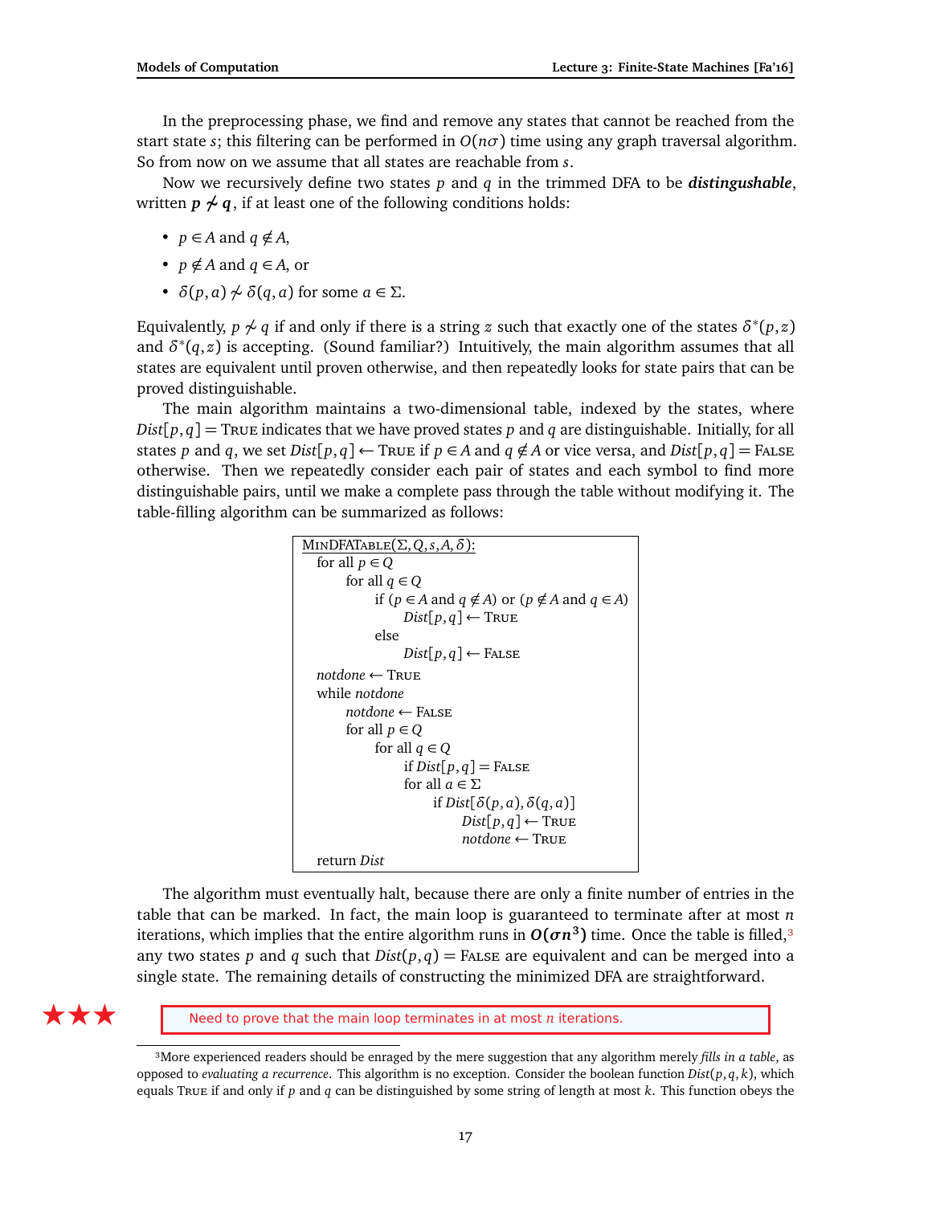In the preprocessing phase, we find and remove any states that cannot be reached from the start state $s$; this filtering can be performed in $O(n\sigma)$ time using any graph traversal algorithm. So from now on we assume that all states are reachable from $s$.

Now we recursively define two states $p$ and $q$ in the trimmed DFA to be ***distinguishable***, written $\boldsymbol{p \not\sim q}$, if at least one of the following conditions holds:

- $p \in A$ and $q \notin A$,
- $p \notin A$ and $q \in A$, or
- $\delta(p, a) \not\sim \delta(q, a)$ for some $a \in \Sigma$.

Equivalently, $p \not\sim q$ if and only if there is a string $z$ such that exactly one of the states $\delta^*(p, z)$ and $\delta^*(q, z)$ is accepting. (Sound familiar?) Intuitively, the main algorithm assumes that all states are equivalent until proven otherwise, and then repeatedly looks for state pairs that can be proved distinguishable.

The main algorithm maintains a two-dimensional table, indexed by the states, where $Dist[p, q] = \text{True}$ indicates that we have proved states $p$ and $q$ are distinguishable. Initially, for all states $p$ and $q$, we set $Dist[p, q] \leftarrow \text{True}$ if $p \in A$ and $q \notin A$ or vice versa, and $Dist[p, q] = \text{False}$ otherwise. Then we repeatedly consider each pair of states and each symbol to find more distinguishable pairs, until we make a complete pass through the table without modifying it. The table-filling algorithm can be summarized as follows:

```
MinDFATable(Σ, Q, s, A, δ):
  for all p ∈ Q
      for all q ∈ Q
          if (p ∈ A and q ∉ A) or (p ∉ A and q ∈ A)
              Dist[p, q] ← True
          else
              Dist[p, q] ← False
  notdone ← True
  while notdone
      notdone ← False
      for all p ∈ Q
          for all q ∈ Q
              if Dist[p, q] = False
              for all a ∈ Σ
                  if Dist[δ(p, a), δ(q, a)]
                      Dist[p, q] ← True
                      notdone ← True
  return Dist
```

The algorithm must eventually halt, because there are only a finite number of entries in the table that can be marked. In fact, the main loop is guaranteed to terminate after at most $n$ iterations, which implies that the entire algorithm runs in $\boldsymbol{O(\sigma n^3)}$ time. Once the table is filled,[3] any two states $p$ and $q$ such that $Dist(p, q) = \text{False}$ are equivalent and can be merged into a single state. The remaining details of constructing the minimized DFA are straightforward.

★★★ Need to prove that the main loop terminates in at most $n$ iterations.

[3] More experienced readers should be enraged by the mere suggestion that any algorithm merely *fills in a table*, as opposed to *evaluating a recurrence*. This algorithm is no exception. Consider the boolean function $Dist(p, q, k)$, which equals True if and only if $p$ and $q$ can be distinguished by some string of length at most $k$. This function obeys the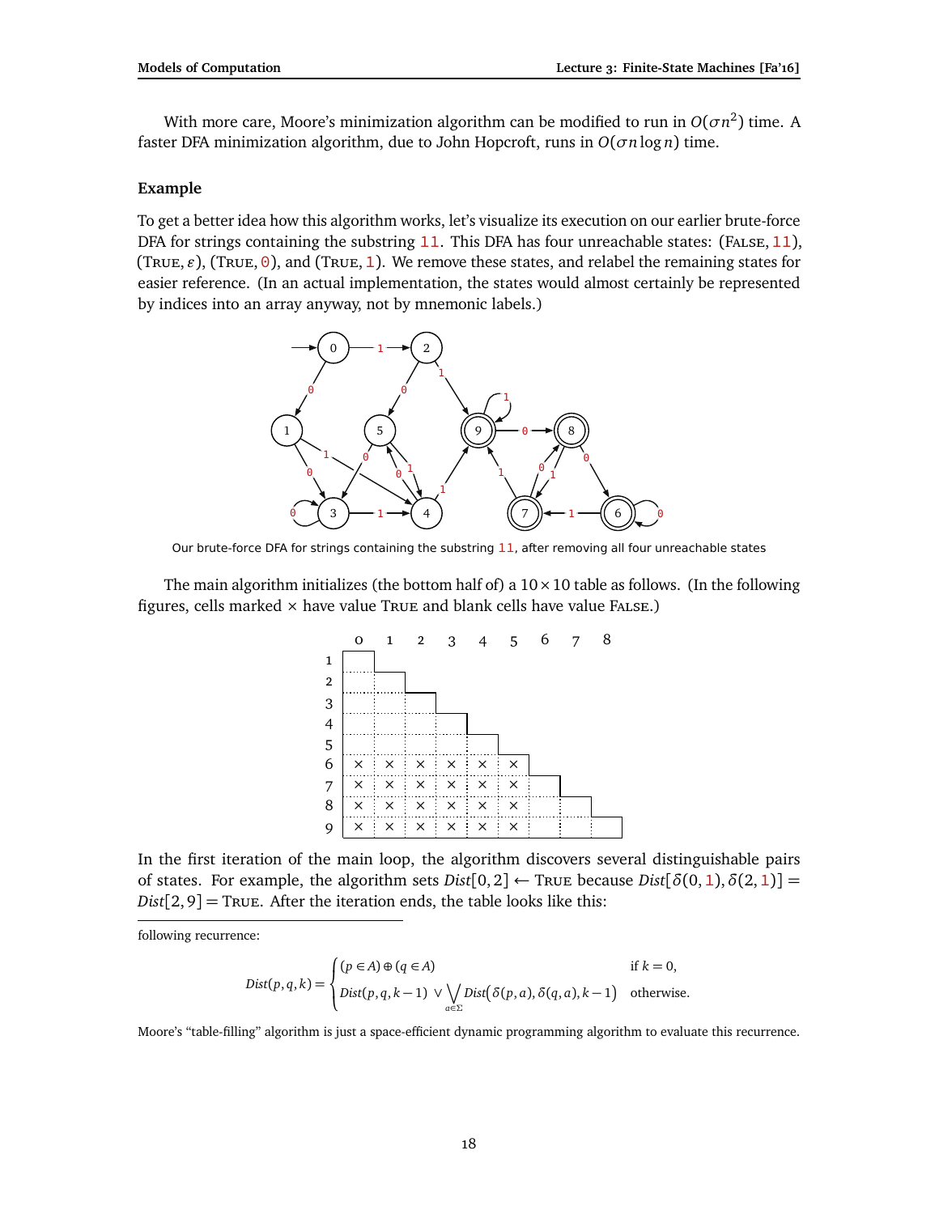With more care, Moore's minimization algorithm can be modified to run in $O(\sigma n^2)$ time. A faster DFA minimization algorithm, due to John Hopcroft, runs in $O(\sigma n \log n)$ time.

### Example

To get a better idea how this algorithm works, let's visualize its execution on our earlier brute-force DFA for strings containing the substring 11. This DFA has four unreachable states: (FALSE, 11), (TRUE, $\varepsilon$), (TRUE, 0), and (TRUE, 1). We remove these states, and relabel the remaining states for easier reference. (In an actual implementation, the states would almost certainly be represented by indices into an array anyway, not by mnemonic labels.)

Our brute-force DFA for strings containing the substring 11, after removing all four unreachable states

The main algorithm initializes (the bottom half of) a $10 \times 10$ table as follows. (In the following figures, cells marked $\times$ have value TRUE and blank cells have value FALSE.)

| | 0 | 1 | 2 | 3 | 4 | 5 | 6 | 7 | 8 |
|---|---|---|---|---|---|---|---|---|---|
| 1 | | | | | | | | | |
| 2 | | | | | | | | | |
| 3 | | | | | | | | | |
| 4 | | | | | | | | | |
| 5 | | | | | | | | | |
| 6 | × | × | × | × | × | × | | | |
| 7 | × | × | × | × | × | × | | | |
| 8 | × | × | × | × | × | × | | | |
| 9 | × | × | × | × | × | × | | | |

In the first iteration of the main loop, the algorithm discovers several distinguishable pairs of states. For example, the algorithm sets $Dist[0,2] \leftarrow$ TRUE because $Dist[\delta(0,1), \delta(2,1)] = Dist[2,9] =$ TRUE. After the iteration ends, the table looks like this:

---

following recurrence:

$$Dist(p,q,k) = \begin{cases} (p \in A) \oplus (q \in A) & \text{if } k = 0, \\ Dist(p,q,k-1) \vee \bigvee_{a \in \Sigma} Dist\big(\delta(p,a), \delta(q,a), k-1\big) & \text{otherwise.} \end{cases}$$

Moore's "table-filling" algorithm is just a space-efficient dynamic programming algorithm to evaluate this recurrence.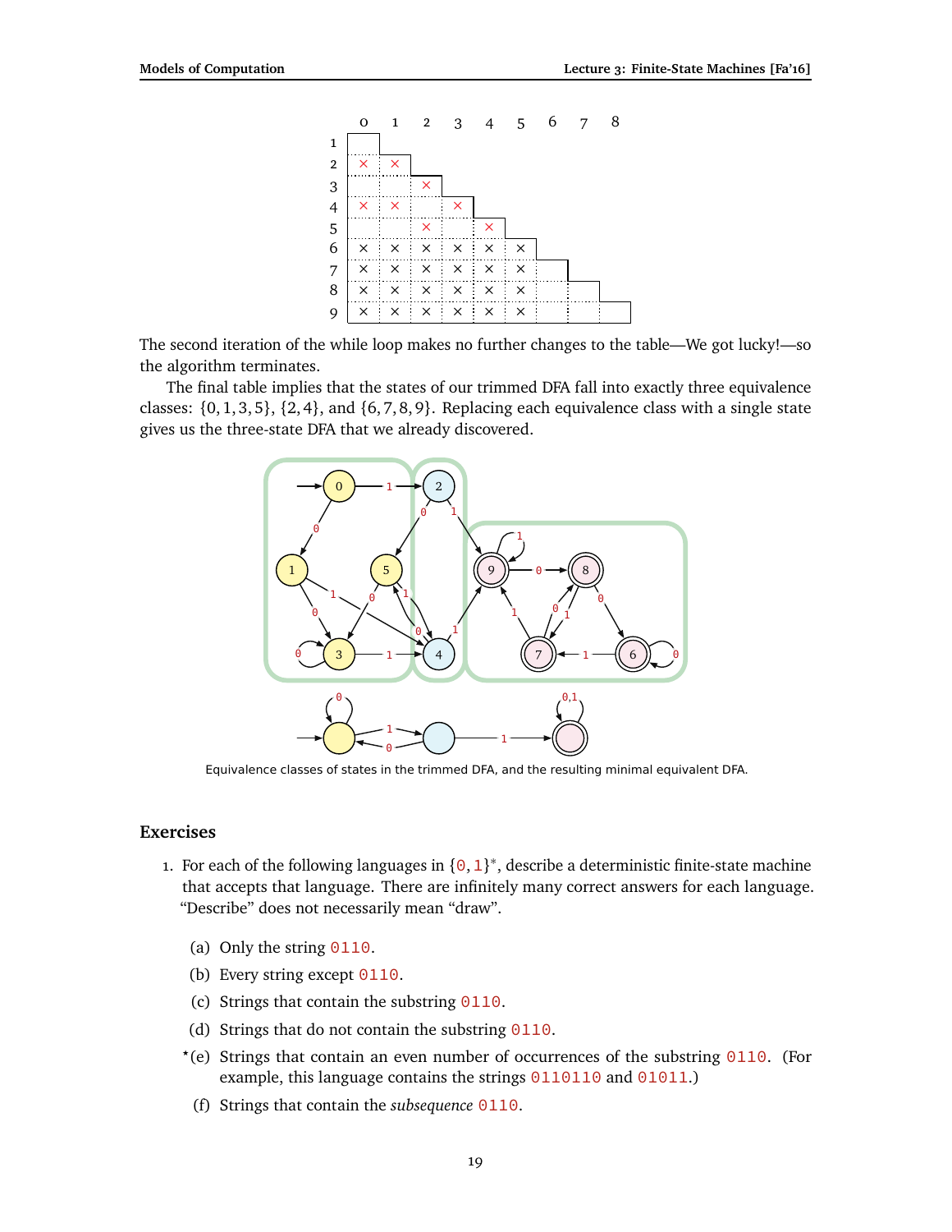| | 0 | 1 | 2 | 3 | 4 | 5 | 6 | 7 | 8 |
|---|---|---|---|---|---|---|---|---|---|
| 1 | | | | | | | | | |
| 2 | × | × | | | | | | | |
| 3 | | | × | | | | | | |
| 4 | × | × | | × | | | | | |
| 5 | | | × | | × | | | | |
| 6 | × | × | × | × | × | × | | | |
| 7 | × | × | × | × | × | × | | | |
| 8 | × | × | × | × | × | × | | | |
| 9 | × | × | × | × | × | × | | | |

The second iteration of the while loop makes no further changes to the table—We got lucky!—so the algorithm terminates.

The final table implies that the states of our trimmed DFA fall into exactly three equivalence classes: $\{0,1,3,5\}$, $\{2,4\}$, and $\{6,7,8,9\}$. Replacing each equivalence class with a single state gives us the three-state DFA that we already discovered.

Equivalence classes of states in the trimmed DFA, and the resulting minimal equivalent DFA.

## Exercises

1. For each of the following languages in $\{0,1\}^*$, describe a deterministic finite-state machine that accepts that language. There are infinitely many correct answers for each language. "Describe" does not necessarily mean "draw".

   (a) Only the string `0110`.

   (b) Every string except `0110`.

   (c) Strings that contain the substring `0110`.

   (d) Strings that do not contain the substring `0110`.

   *(e) Strings that contain an even number of occurrences of the substring `0110`. (For example, this language contains the strings `0110110` and `01011`.)

   (f) Strings that contain the *subsequence* `0110`.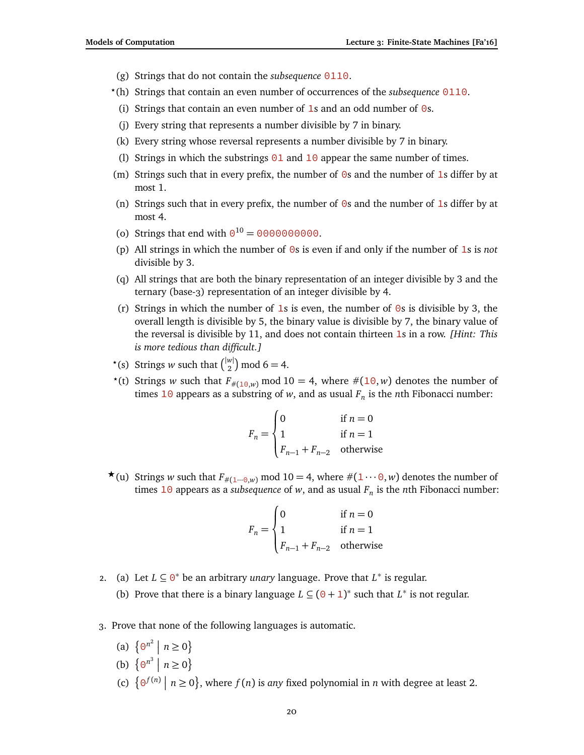(g) Strings that do not contain the *subsequence* 0110.

*(h) Strings that contain an even number of occurrences of the *subsequence* 0110.

(i) Strings that contain an even number of 1s and an odd number of 0s.

(j) Every string that represents a number divisible by 7 in binary.

(k) Every string whose reversal represents a number divisible by 7 in binary.

(l) Strings in which the substrings 01 and 10 appear the same number of times.

(m) Strings such that in every prefix, the number of 0s and the number of 1s differ by at most 1.

(n) Strings such that in every prefix, the number of 0s and the number of 1s differ by at most 4.

(o) Strings that end with $0^{10} = 0000000000$.

(p) All strings in which the number of 0s is even if and only if the number of 1s is *not* divisible by 3.

(q) All strings that are both the binary representation of an integer divisible by 3 and the ternary (base-3) representation of an integer divisible by 4.

(r) Strings in which the number of 1s is even, the number of 0s is divisible by 3, the overall length is divisible by 5, the binary value is divisible by 7, the binary value of the reversal is divisible by 11, and does not contain thirteen 1s in a row. *[Hint: This is more tedious than difficult.]*

*(s) Strings $w$ such that $\binom{|w|}{2} \bmod 6 = 4$.

*(t) Strings $w$ such that $F_{\#(10,w)} \bmod 10 = 4$, where $\#(10, w)$ denotes the number of times 10 appears as a substring of $w$, and as usual $F_n$ is the $n$th Fibonacci number:

$$F_n = \begin{cases} 0 & \text{if } n = 0 \\ 1 & \text{if } n = 1 \\ F_{n-1} + F_{n-2} & \text{otherwise} \end{cases}$$

★(u) Strings $w$ such that $F_{\#(1\cdots0,w)} \bmod 10 = 4$, where $\#(1\cdots0, w)$ denotes the number of times 10 appears as a *subsequence* of $w$, and as usual $F_n$ is the $n$th Fibonacci number:

$$F_n = \begin{cases} 0 & \text{if } n = 0 \\ 1 & \text{if } n = 1 \\ F_{n-1} + F_{n-2} & \text{otherwise} \end{cases}$$

2. (a) Let $L \subseteq 0^*$ be an arbitrary *unary* language. Prove that $L^*$ is regular.

   (b) Prove that there is a binary language $L \subseteq (0 + 1)^*$ such that $L^*$ is not regular.

3. Prove that none of the following languages is automatic.

   (a) $\left\{0^{n^2} \mid n \geq 0\right\}$

   (b) $\left\{0^{n^3} \mid n \geq 0\right\}$

   (c) $\left\{0^{f(n)} \mid n \geq 0\right\}$, where $f(n)$ is *any* fixed polynomial in $n$ with degree at least 2.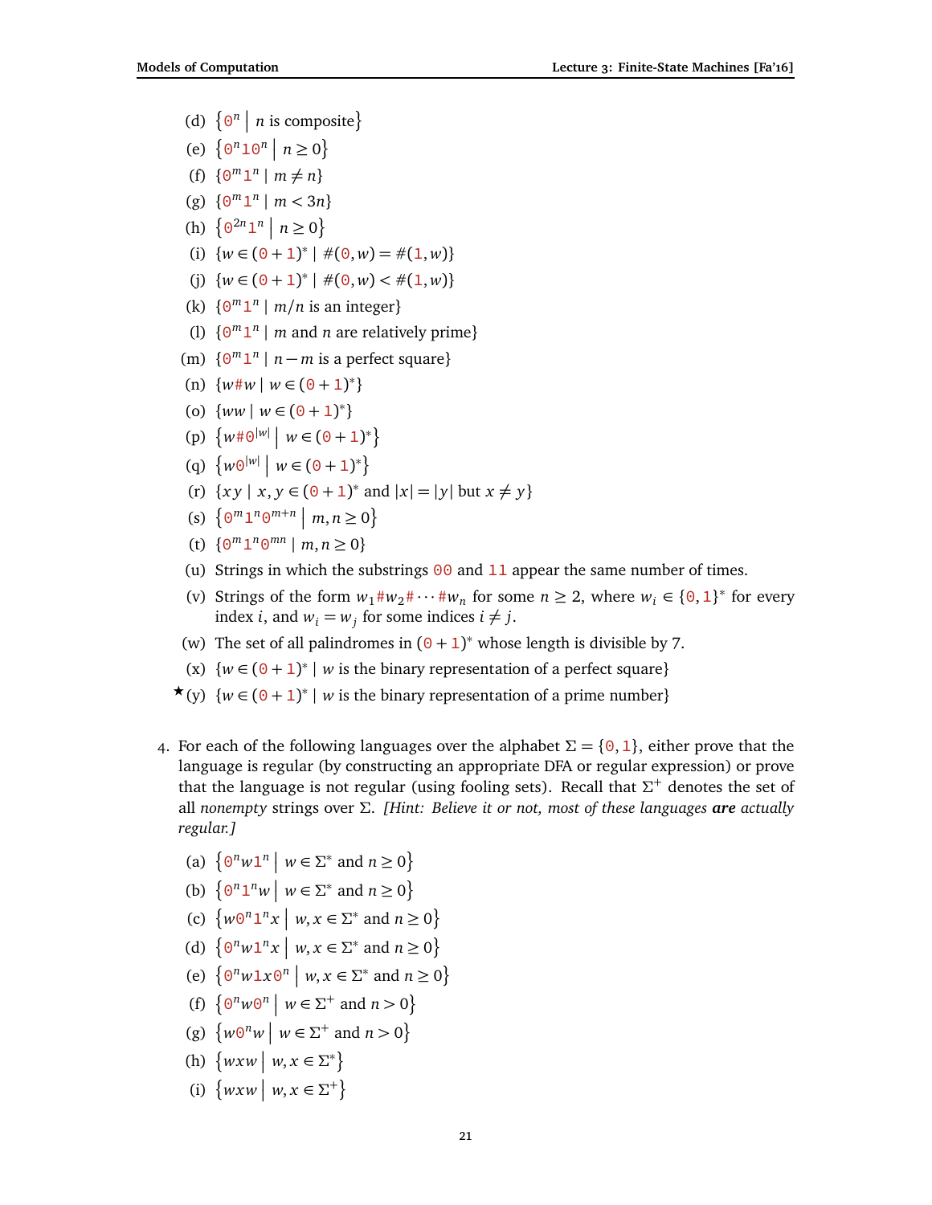(d) $\{\mathtt{0}^n \mid n \text{ is composite}\}$

(e) $\{\mathtt{0}^n\mathtt{1}\mathtt{0}^n \mid n \geq 0\}$

(f) $\{\mathtt{0}^m\mathtt{1}^n \mid m \neq n\}$

(g) $\{\mathtt{0}^m\mathtt{1}^n \mid m < 3n\}$

(h) $\{\mathtt{0}^{2n}\mathtt{1}^n \mid n \geq 0\}$

(i) $\{w \in (\mathtt{0}+\mathtt{1})^* \mid \#(\mathtt{0}, w) = \#(\mathtt{1}, w)\}$

(j) $\{w \in (\mathtt{0}+\mathtt{1})^* \mid \#(\mathtt{0}, w) < \#(\mathtt{1}, w)\}$

(k) $\{\mathtt{0}^m\mathtt{1}^n \mid m/n \text{ is an integer}\}$

(l) $\{\mathtt{0}^m\mathtt{1}^n \mid m \text{ and } n \text{ are relatively prime}\}$

(m) $\{\mathtt{0}^m\mathtt{1}^n \mid n - m \text{ is a perfect square}\}$

(n) $\{w\#w \mid w \in (\mathtt{0}+\mathtt{1})^*\}$

(o) $\{ww \mid w \in (\mathtt{0}+\mathtt{1})^*\}$

(p) $\{w\#\mathtt{0}^{|w|} \mid w \in (\mathtt{0}+\mathtt{1})^*\}$

(q) $\{w\mathtt{0}^{|w|} \mid w \in (\mathtt{0}+\mathtt{1})^*\}$

(r) $\{xy \mid x, y \in (\mathtt{0}+\mathtt{1})^* \text{ and } |x| = |y| \text{ but } x \neq y\}$

(s) $\{\mathtt{0}^m\mathtt{1}^n\mathtt{0}^{m+n} \mid m, n \geq 0\}$

(t) $\{\mathtt{0}^m\mathtt{1}^n\mathtt{0}^{mn} \mid m, n \geq 0\}$

(u) Strings in which the substrings 00 and 11 appear the same number of times.

(v) Strings of the form $w_1\#w_2\#\cdots\#w_n$ for some $n \geq 2$, where $w_i \in \{\mathtt{0}, \mathtt{1}\}^*$ for every index $i$, and $w_i = w_j$ for some indices $i \neq j$.

(w) The set of all palindromes in $(\mathtt{0}+\mathtt{1})^*$ whose length is divisible by 7.

(x) $\{w \in (\mathtt{0}+\mathtt{1})^* \mid w \text{ is the binary representation of a perfect square}\}$

★(y) $\{w \in (\mathtt{0}+\mathtt{1})^* \mid w \text{ is the binary representation of a prime number}\}$

4. For each of the following languages over the alphabet $\Sigma = \{\mathtt{0}, \mathtt{1}\}$, either prove that the language is regular (by constructing an appropriate DFA or regular expression) or prove that the language is not regular (using fooling sets). Recall that $\Sigma^+$ denotes the set of all *nonempty* strings over $\Sigma$. *[Hint: Believe it or not, most of these languages **are** actually regular.]*

   (a) $\{\mathtt{0}^n w \mathtt{1}^n \mid w \in \Sigma^* \text{ and } n \geq 0\}$

   (b) $\{\mathtt{0}^n\mathtt{1}^n w \mid w \in \Sigma^* \text{ and } n \geq 0\}$

   (c) $\{w\mathtt{0}^n\mathtt{1}^n x \mid w, x \in \Sigma^* \text{ and } n \geq 0\}$

   (d) $\{\mathtt{0}^n w \mathtt{1}^n x \mid w, x \in \Sigma^* \text{ and } n \geq 0\}$

   (e) $\{\mathtt{0}^n w \mathtt{1} x \mathtt{0}^n \mid w, x \in \Sigma^* \text{ and } n \geq 0\}$

   (f) $\{\mathtt{0}^n w \mathtt{0}^n \mid w \in \Sigma^+ \text{ and } n > 0\}$

   (g) $\{w\mathtt{0}^n w \mid w \in \Sigma^+ \text{ and } n > 0\}$

   (h) $\{wxw \mid w, x \in \Sigma^*\}$

   (i) $\{wxw \mid w, x \in \Sigma^+\}$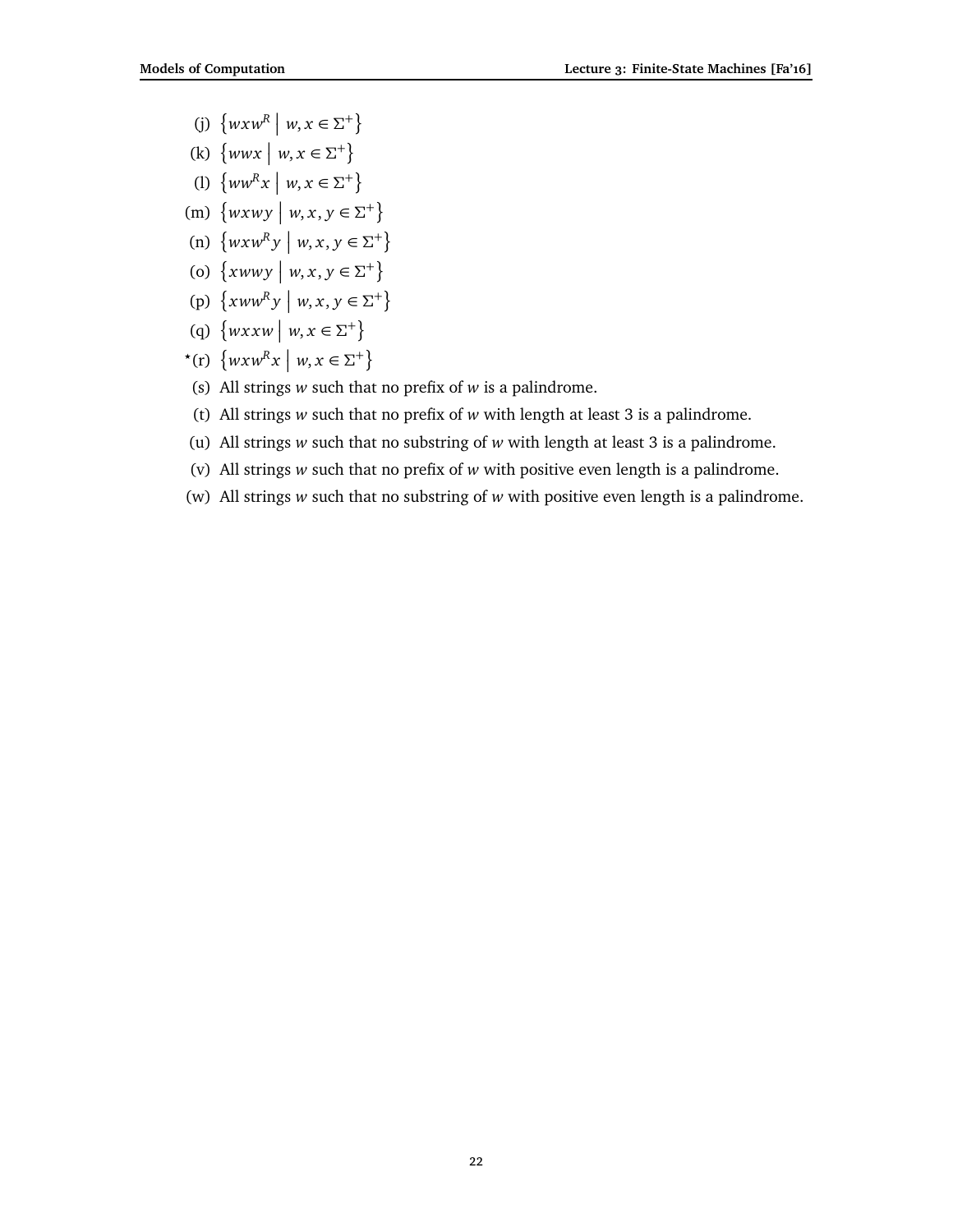(j) $\{wxw^R \mid w, x \in \Sigma^+\}$

(k) $\{wwx \mid w, x \in \Sigma^+\}$

(l) $\{ww^Rx \mid w, x \in \Sigma^+\}$

(m) $\{wxwy \mid w, x, y \in \Sigma^+\}$

(n) $\{wxw^Ry \mid w, x, y \in \Sigma^+\}$

(o) $\{xwwy \mid w, x, y \in \Sigma^+\}$

(p) $\{xww^Ry \mid w, x, y \in \Sigma^+\}$

(q) $\{wxxw \mid w, x \in \Sigma^+\}$

⋆(r) $\{wxw^Rx \mid w, x \in \Sigma^+\}$

(s) All strings $w$ such that no prefix of $w$ is a palindrome.

(t) All strings $w$ such that no prefix of $w$ with length at least 3 is a palindrome.

(u) All strings $w$ such that no substring of $w$ with length at least 3 is a palindrome.

(v) All strings $w$ such that no prefix of $w$ with positive even length is a palindrome.

(w) All strings $w$ such that no substring of $w$ with positive even length is a palindrome.